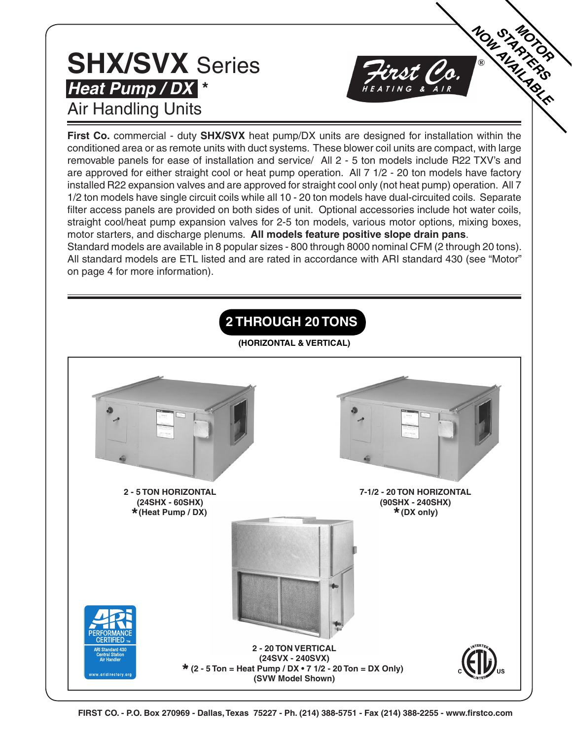# SHX/SVX Series

## *Heat Pump / DX* *

## Air Handling Units

MOTOR STARTERS NOW AVAILABLE

**First Co.** commercial - duty **SHX/SVX** heat pump/DX units are designed for installation within the conditioned area or as remote units with duct systems. These blower coil units are compact, with large removable panels for ease of installation and service/ All 2 - 5 ton models include R22 TXV's and are approved for either straight cool or heat pump operation. All 7 1/2 - 20 ton models have factory installed R22 expansion valves and are approved for straight cool only (not heat pump) operation. All 7 1/2 ton models have single circuit coils while all 10 - 20 ton models have dual-circuited coils. Separate filter access panels are provided on both sides of unit. Optional accessories include hot water coils, straight cool/heat pump expansion valves for 2-5 ton models, various motor options, mixing boxes, motor starters, and discharge plenums. **All models feature positive slope drain pans**.
Standard models are available in 8 popular sizes - 800 through 8000 nominal CFM (2 through 20 tons). All standard models are ETL listed and are rated in accordance with ARI standard 430 (see "Motor" on page 4 for more information).

## 2 THROUGH 20 TONS

**(HORIZONTAL & VERTICAL)**

**2 - 5 TON HORIZONTAL**
**(24SHX - 60SHX)**
***(Heat Pump / DX)**

**7-1/2 - 20 TON HORIZONTAL**
**(90SHX - 240SHX)**
***(DX only)**

**2 - 20 TON VERTICAL**
**(24SVX - 240SVX)**
*** (2 - 5 Ton = Heat Pump / DX • 7 1/2 - 20 Ton = DX Only)**
**(SVW Model Shown)**

ARI PERFORMANCE CERTIFIED™ ARI Standard 430 Central Station Air Handler www.aridirectory.org

**FIRST CO. - P.O. Box 270969 - Dallas, Texas 75227 - Ph. (214) 388-5751 - Fax (214) 388-2255 - www.firstco.com**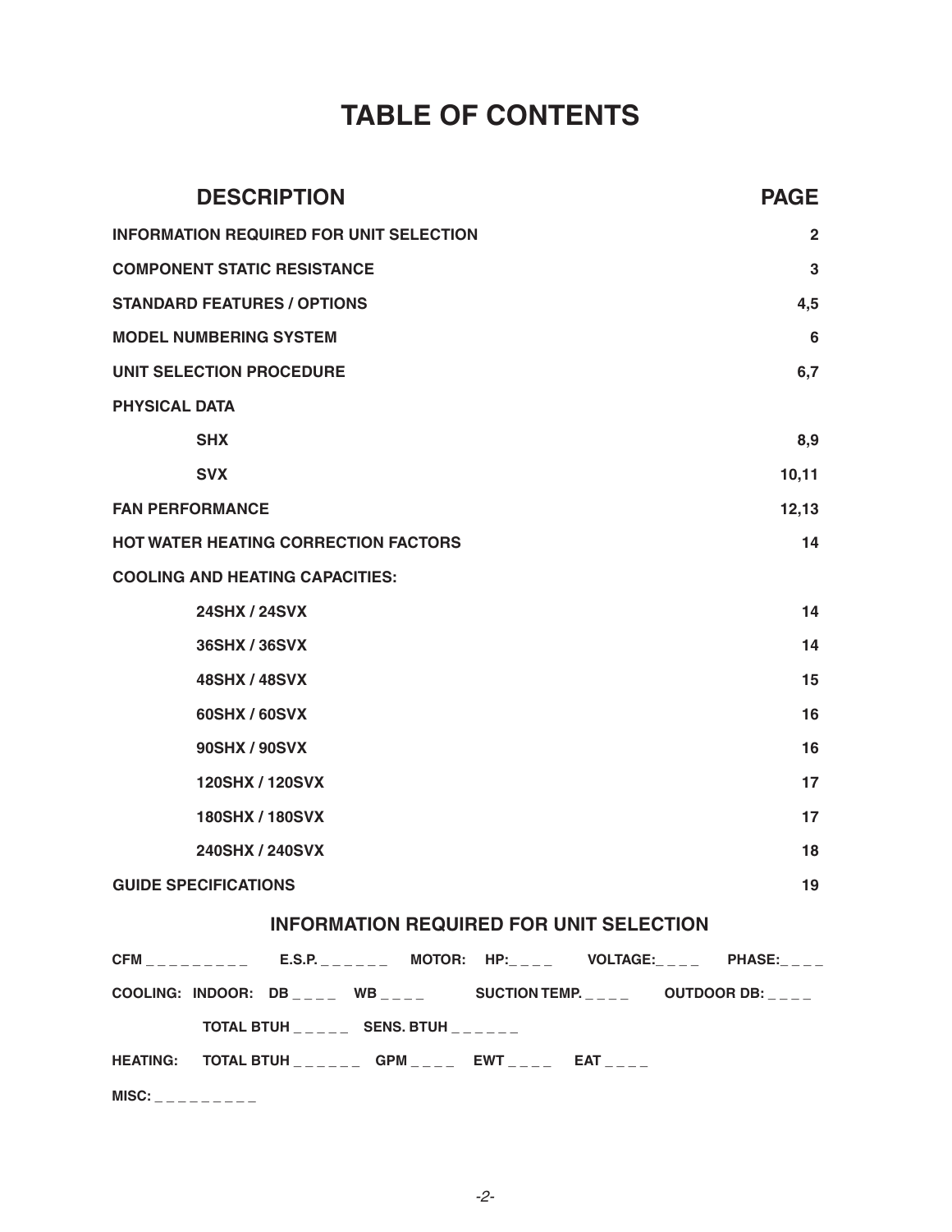# TABLE OF CONTENTS

| DESCRIPTION | PAGE |
|---|---|
| INFORMATION REQUIRED FOR UNIT SELECTION | 2 |
| COMPONENT STATIC RESISTANCE | 3 |
| STANDARD FEATURES / OPTIONS | 4,5 |
| MODEL NUMBERING SYSTEM | 6 |
| UNIT SELECTION PROCEDURE | 6,7 |
| PHYSICAL DATA | |
| SHX | 8,9 |
| SVX | 10,11 |
| FAN PERFORMANCE | 12,13 |
| HOT WATER HEATING CORRECTION FACTORS | 14 |
| COOLING AND HEATING CAPACITIES: | |
| 24SHX / 24SVX | 14 |
| 36SHX / 36SVX | 14 |
| 48SHX / 48SVX | 15 |
| 60SHX / 60SVX | 16 |
| 90SHX / 90SVX | 16 |
| 120SHX / 120SVX | 17 |
| 180SHX / 180SVX | 17 |
| 240SHX / 240SVX | 18 |
| GUIDE SPECIFICATIONS | 19 |

## INFORMATION REQUIRED FOR UNIT SELECTION

CFM _ _ _ _ _ _ _ _ _ E.S.P. _ _ _ _ _ _ MOTOR: HP:_ _ _ _ VOLTAGE:_ _ _ _ PHASE:_ _ _ _

COOLING: INDOOR: DB _ _ _ _ WB _ _ _ _ SUCTION TEMP. _ _ _ _ OUTDOOR DB: _ _ _ _

TOTAL BTUH _ _ _ _ _ SENS. BTUH _ _ _ _ _ _

HEATING: TOTAL BTUH _ _ _ _ _ _ GPM _ _ _ _ EWT _ _ _ _ EAT _ _ _ _

MISC: _ _ _ _ _ _ _ _ _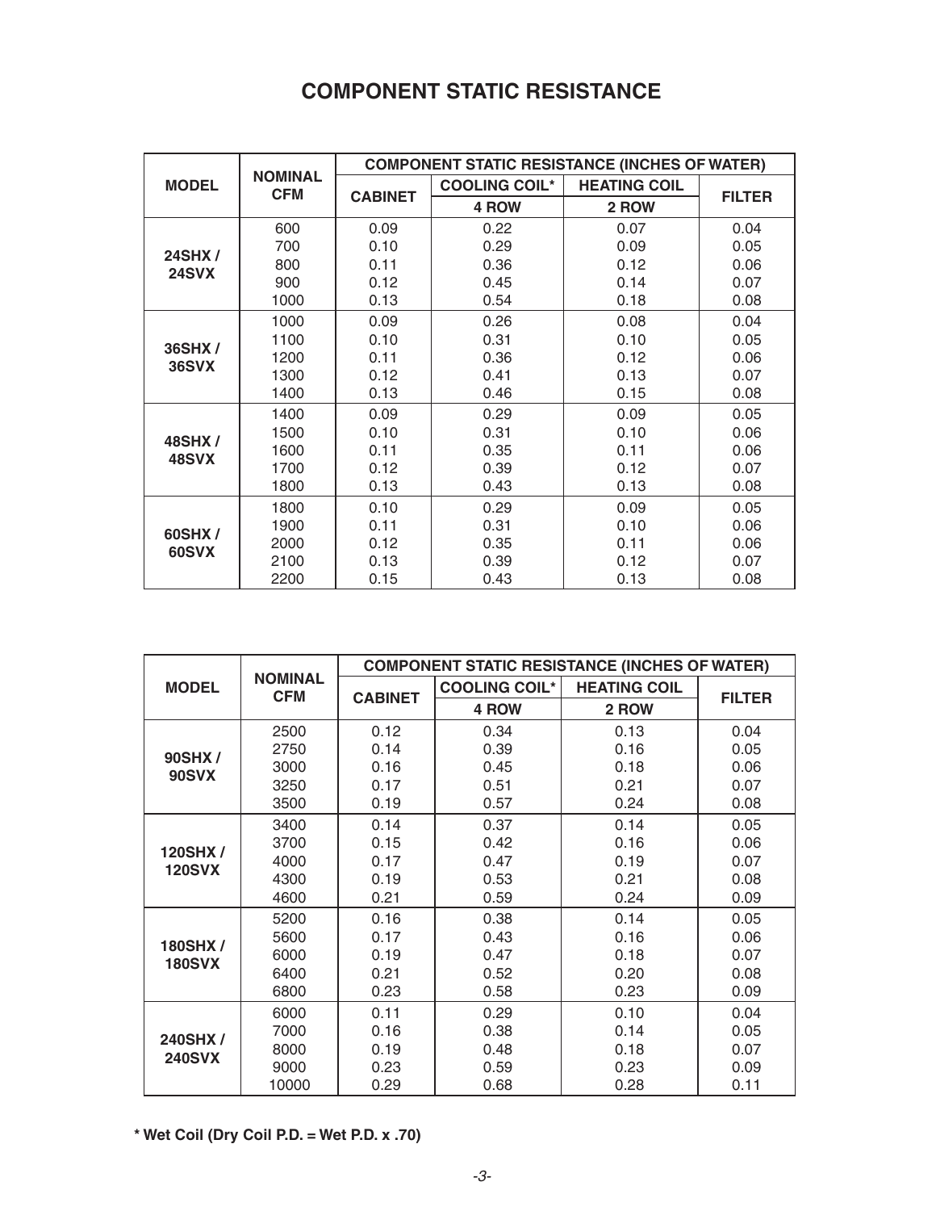# COMPONENT STATIC RESISTANCE

| MODEL | NOMINAL CFM | COMPONENT STATIC RESISTANCE (INCHES OF WATER) | | | |
|---|---|---|---|---|---|
| | | CABINET | COOLING COIL* 4 ROW | HEATING COIL 2 ROW | FILTER |
| 24SHX / 24SVX | 600 | 0.09 | 0.22 | 0.07 | 0.04 |
| | 700 | 0.10 | 0.29 | 0.09 | 0.05 |
| | 800 | 0.11 | 0.36 | 0.12 | 0.06 |
| | 900 | 0.12 | 0.45 | 0.14 | 0.07 |
| | 1000 | 0.13 | 0.54 | 0.18 | 0.08 |
| 36SHX / 36SVX | 1000 | 0.09 | 0.26 | 0.08 | 0.04 |
| | 1100 | 0.10 | 0.31 | 0.10 | 0.05 |
| | 1200 | 0.11 | 0.36 | 0.12 | 0.06 |
| | 1300 | 0.12 | 0.41 | 0.13 | 0.07 |
| | 1400 | 0.13 | 0.46 | 0.15 | 0.08 |
| 48SHX / 48SVX | 1400 | 0.09 | 0.29 | 0.09 | 0.05 |
| | 1500 | 0.10 | 0.31 | 0.10 | 0.06 |
| | 1600 | 0.11 | 0.35 | 0.11 | 0.06 |
| | 1700 | 0.12 | 0.39 | 0.12 | 0.07 |
| | 1800 | 0.13 | 0.43 | 0.13 | 0.08 |
| 60SHX / 60SVX | 1800 | 0.10 | 0.29 | 0.09 | 0.05 |
| | 1900 | 0.11 | 0.31 | 0.10 | 0.06 |
| | 2000 | 0.12 | 0.35 | 0.11 | 0.06 |
| | 2100 | 0.13 | 0.39 | 0.12 | 0.07 |
| | 2200 | 0.15 | 0.43 | 0.13 | 0.08 |

| MODEL | NOMINAL CFM | COMPONENT STATIC RESISTANCE (INCHES OF WATER) | | | |
|---|---|---|---|---|---|
| | | CABINET | COOLING COIL* 4 ROW | HEATING COIL 2 ROW | FILTER |
| 90SHX / 90SVX | 2500 | 0.12 | 0.34 | 0.13 | 0.04 |
| | 2750 | 0.14 | 0.39 | 0.16 | 0.05 |
| | 3000 | 0.16 | 0.45 | 0.18 | 0.06 |
| | 3250 | 0.17 | 0.51 | 0.21 | 0.07 |
| | 3500 | 0.19 | 0.57 | 0.24 | 0.08 |
| 120SHX / 120SVX | 3400 | 0.14 | 0.37 | 0.14 | 0.05 |
| | 3700 | 0.15 | 0.42 | 0.16 | 0.06 |
| | 4000 | 0.17 | 0.47 | 0.19 | 0.07 |
| | 4300 | 0.19 | 0.53 | 0.21 | 0.08 |
| | 4600 | 0.21 | 0.59 | 0.24 | 0.09 |
| 180SHX / 180SVX | 5200 | 0.16 | 0.38 | 0.14 | 0.05 |
| | 5600 | 0.17 | 0.43 | 0.16 | 0.06 |
| | 6000 | 0.19 | 0.47 | 0.18 | 0.07 |
| | 6400 | 0.21 | 0.52 | 0.20 | 0.08 |
| | 6800 | 0.23 | 0.58 | 0.23 | 0.09 |
| 240SHX / 240SVX | 6000 | 0.11 | 0.29 | 0.10 | 0.04 |
| | 7000 | 0.16 | 0.38 | 0.14 | 0.05 |
| | 8000 | 0.19 | 0.48 | 0.18 | 0.07 |
| | 9000 | 0.23 | 0.59 | 0.23 | 0.09 |
| | 10000 | 0.29 | 0.68 | 0.28 | 0.11 |

**\* Wet Coil (Dry Coil P.D. = Wet P.D. x .70)**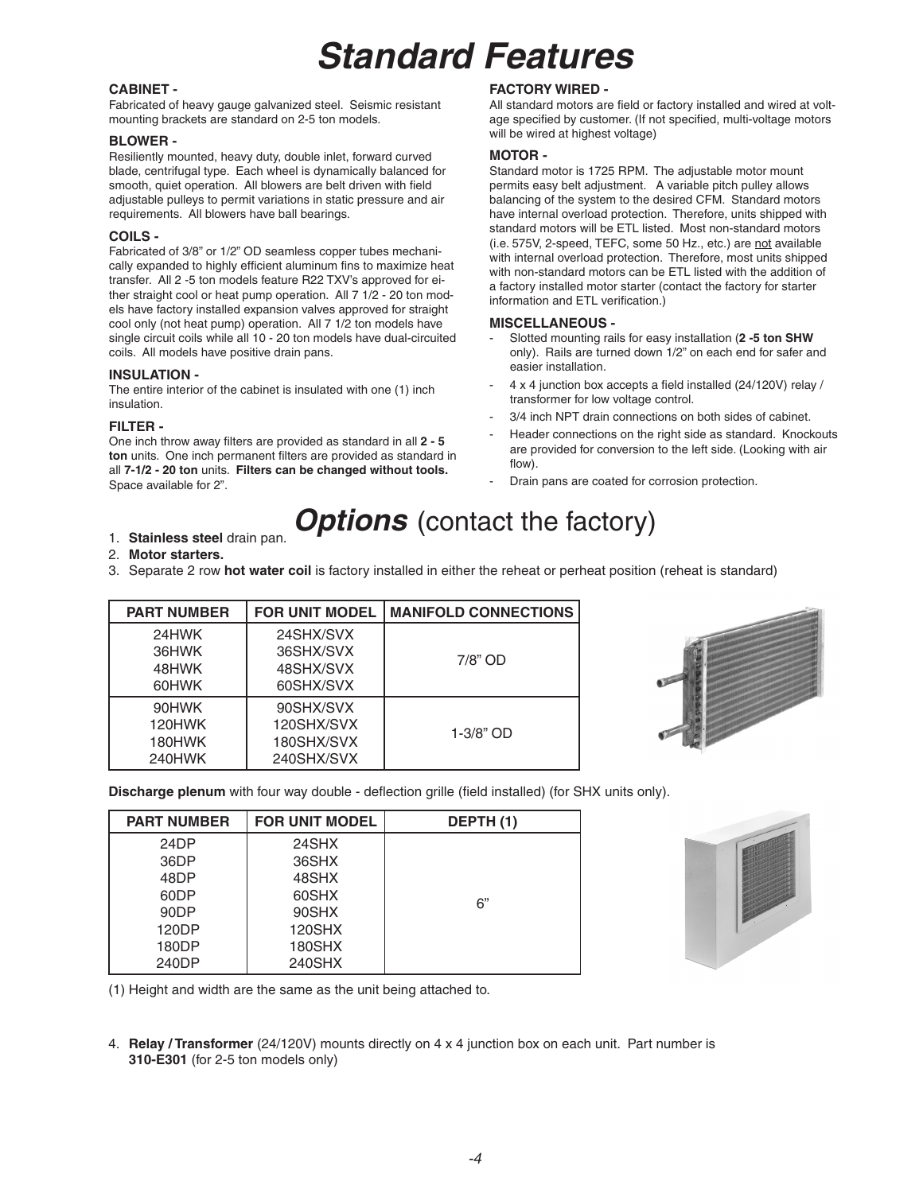# Standard Features

**CABINET -**
Fabricated of heavy gauge galvanized steel. Seismic resistant mounting brackets are standard on 2-5 ton models.

**BLOWER -**
Resiliently mounted, heavy duty, double inlet, forward curved blade, centrifugal type. Each wheel is dynamically balanced for smooth, quiet operation. All blowers are belt driven with field adjustable pulleys to permit variations in static pressure and air requirements. All blowers have ball bearings.

**COILS -**
Fabricated of 3/8" or 1/2" OD seamless copper tubes mechanically expanded to highly efficient aluminum fins to maximize heat transfer. All 2 -5 ton models feature R22 TXV's approved for either straight cool or heat pump operation. All 7 1/2 - 20 ton models have factory installed expansion valves approved for straight cool only (not heat pump) operation. All 7 1/2 ton models have single circuit coils while all 10 - 20 ton models have dual-circuited coils. All models have positive drain pans.

**INSULATION -**
The entire interior of the cabinet is insulated with one (1) inch insulation.

**FILTER -**
One inch throw away filters are provided as standard in all **2 - 5 ton** units. One inch permanent filters are provided as standard in all **7-1/2 - 20 ton** units. **Filters can be changed without tools.** Space available for 2".

**FACTORY WIRED -**
All standard motors are field or factory installed and wired at voltage specified by customer. (If not specified, multi-voltage motors will be wired at highest voltage)

**MOTOR -**
Standard motor is 1725 RPM. The adjustable motor mount permits easy belt adjustment. A variable pitch pulley allows balancing of the system to the desired CFM. Standard motors have internal overload protection. Therefore, units shipped with standard motors will be ETL listed. Most non-standard motors (i.e. 575V, 2-speed, TEFC, some 50 Hz., etc.) are not available with internal overload protection. Therefore, most units shipped with non-standard motors can be ETL listed with the addition of a factory installed motor starter (contact the factory for starter information and ETL verification.)

**MISCELLANEOUS -**

- Slotted mounting rails for easy installation (**2 -5 ton SHW** only). Rails are turned down 1/2" on each end for safer and easier installation.
- 4 x 4 junction box accepts a field installed (24/120V) relay / transformer for low voltage control.
- 3/4 inch NPT drain connections on both sides of cabinet.
- Header connections on the right side as standard. Knockouts are provided for conversion to the left side. (Looking with air flow).
- Drain pans are coated for corrosion protection.

# *Options* (contact the factory)

1. **Stainless steel** drain pan.
2. **Motor starters.**
3. Separate 2 row **hot water coil** is factory installed in either the reheat or perheat position (reheat is standard)

| PART NUMBER | FOR UNIT MODEL | MANIFOLD CONNECTIONS |
|---|---|---|
| 24HWK<br>36HWK<br>48HWK<br>60HWK | 24SHX/SVX<br>36SHX/SVX<br>48SHX/SVX<br>60SHX/SVX | 7/8" OD |
| 90HWK<br>120HWK<br>180HWK<br>240HWK | 90SHX/SVX<br>120SHX/SVX<br>180SHX/SVX<br>240SHX/SVX | 1-3/8" OD |

**Discharge plenum** with four way double - deflection grille (field installed) (for SHX units only).

| PART NUMBER | FOR UNIT MODEL | DEPTH (1) |
|---|---|---|
| 24DP<br>36DP<br>48DP<br>60DP<br>90DP<br>120DP<br>180DP<br>240DP | 24SHX<br>36SHX<br>48SHX<br>60SHX<br>90SHX<br>120SHX<br>180SHX<br>240SHX | 6" |

(1) Height and width are the same as the unit being attached to.

4. **Relay / Transformer** (24/120V) mounts directly on 4 x 4 junction box on each unit. Part number is **310-E301** (for 2-5 ton models only)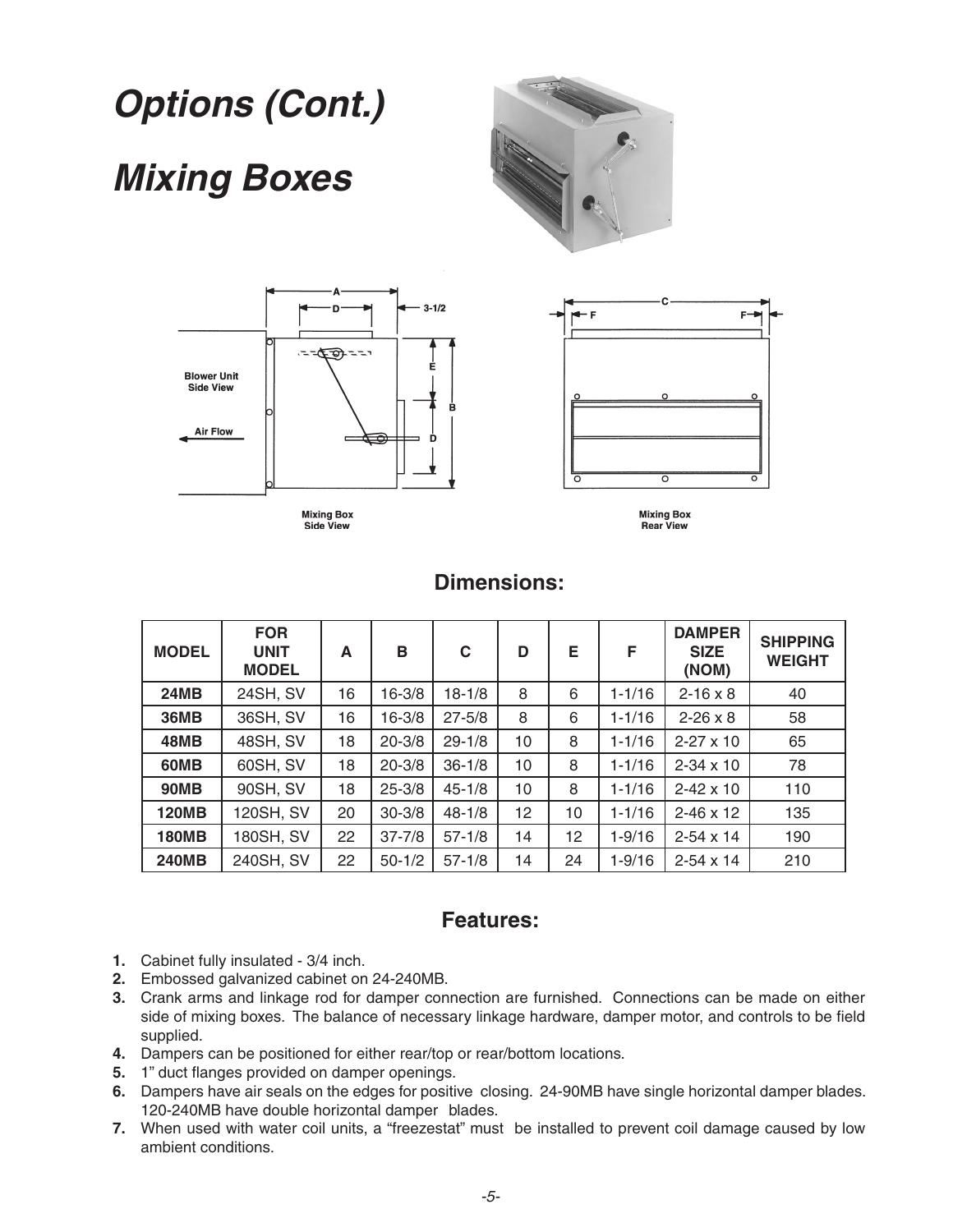# Options (Cont.)

# Mixing Boxes

Blower Unit Side View

Air Flow

Mixing Box Side View

Mixing Box Rear View

## Dimensions:

| MODEL | FOR UNIT MODEL | A | B | C | D | E | F | DAMPER SIZE (NOM) | SHIPPING WEIGHT |
|---|---|---|---|---|---|---|---|---|---|
| **24MB** | 24SH, SV | 16 | 16-3/8 | 18-1/8 | 8 | 6 | 1-1/16 | 2-16 x 8 | 40 |
| **36MB** | 36SH, SV | 16 | 16-3/8 | 27-5/8 | 8 | 6 | 1-1/16 | 2-26 x 8 | 58 |
| **48MB** | 48SH, SV | 18 | 20-3/8 | 29-1/8 | 10 | 8 | 1-1/16 | 2-27 x 10 | 65 |
| **60MB** | 60SH, SV | 18 | 20-3/8 | 36-1/8 | 10 | 8 | 1-1/16 | 2-34 x 10 | 78 |
| **90MB** | 90SH, SV | 18 | 25-3/8 | 45-1/8 | 10 | 8 | 1-1/16 | 2-42 x 10 | 110 |
| **120MB** | 120SH, SV | 20 | 30-3/8 | 48-1/8 | 12 | 10 | 1-1/16 | 2-46 x 12 | 135 |
| **180MB** | 180SH, SV | 22 | 37-7/8 | 57-1/8 | 14 | 12 | 1-9/16 | 2-54 x 14 | 190 |
| **240MB** | 240SH, SV | 22 | 50-1/2 | 57-1/8 | 14 | 24 | 1-9/16 | 2-54 x 14 | 210 |

## Features:

1. Cabinet fully insulated - 3/4 inch.
2. Embossed galvanized cabinet on 24-240MB.
3. Crank arms and linkage rod for damper connection are furnished. Connections can be made on either side of mixing boxes. The balance of necessary linkage hardware, damper motor, and controls to be field supplied.
4. Dampers can be positioned for either rear/top or rear/bottom locations.
5. 1" duct flanges provided on damper openings.
6. Dampers have air seals on the edges for positive closing. 24-90MB have single horizontal damper blades. 120-240MB have double horizontal damper blades.
7. When used with water coil units, a "freezestat" must be installed to prevent coil damage caused by low ambient conditions.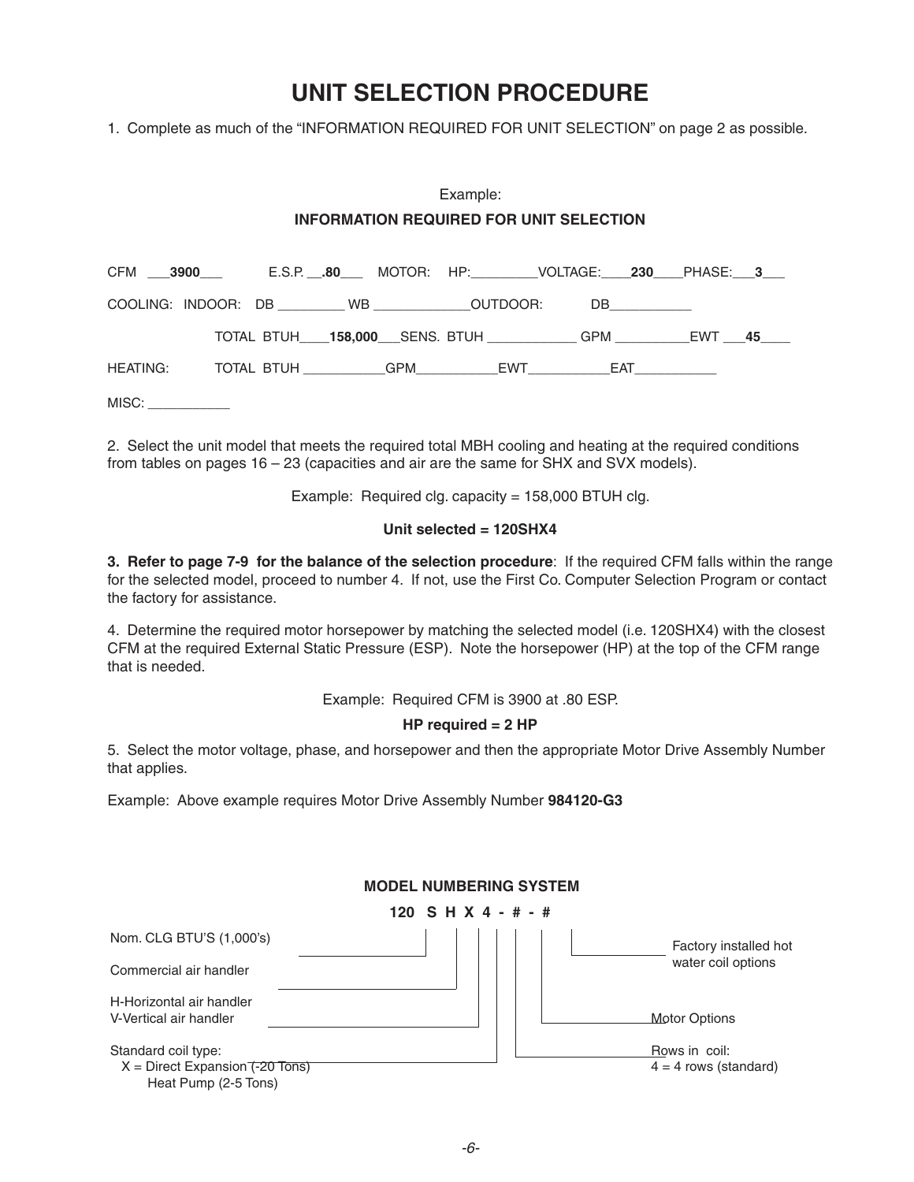# UNIT SELECTION PROCEDURE

1. Complete as much of the "INFORMATION REQUIRED FOR UNIT SELECTION" on page 2 as possible.

Example:

**INFORMATION REQUIRED FOR UNIT SELECTION**

CFM ___**3900**___ E.S.P. __**.80**___ MOTOR: HP:_________VOLTAGE:____**230**____PHASE:___**3**___

COOLING: INDOOR: DB _________ WB _____________OUTDOOR: DB___________

TOTAL BTUH____**158,000**___SENS. BTUH ____________ GPM __________EWT ___**45**____

HEATING: TOTAL BTUH ___________GPM___________EWT___________EAT___________

MISC: ___________

2. Select the unit model that meets the required total MBH cooling and heating at the required conditions from tables on pages 16 – 23 (capacities and air are the same for SHX and SVX models).

Example: Required clg. capacity = 158,000 BTUH clg.

**Unit selected = 120SHX4**

**3. Refer to page 7-9 for the balance of the selection procedure**: If the required CFM falls within the range for the selected model, proceed to number 4. If not, use the First Co. Computer Selection Program or contact the factory for assistance.

4. Determine the required motor horsepower by matching the selected model (i.e. 120SHX4) with the closest CFM at the required External Static Pressure (ESP). Note the horsepower (HP) at the top of the CFM range that is needed.

Example: Required CFM is 3900 at .80 ESP.

**HP required = 2 HP**

5. Select the motor voltage, phase, and horsepower and then the appropriate Motor Drive Assembly Number that applies.

Example: Above example requires Motor Drive Assembly Number **984120-G3**

**MODEL NUMBERING SYSTEM**

**120 S H X 4 - # - #**

- 120 — Nom. CLG BTU'S (1,000's)
- S — Commercial air handler
- H — H-Horizontal air handler; V-Vertical air handler
- X — Standard coil type: X = Direct Expansion (-20 Tons) Heat Pump (2-5 Tons)
- 4 — Rows in coil: 4 = 4 rows (standard)
- # — Motor Options
- # — Factory installed hot water coil options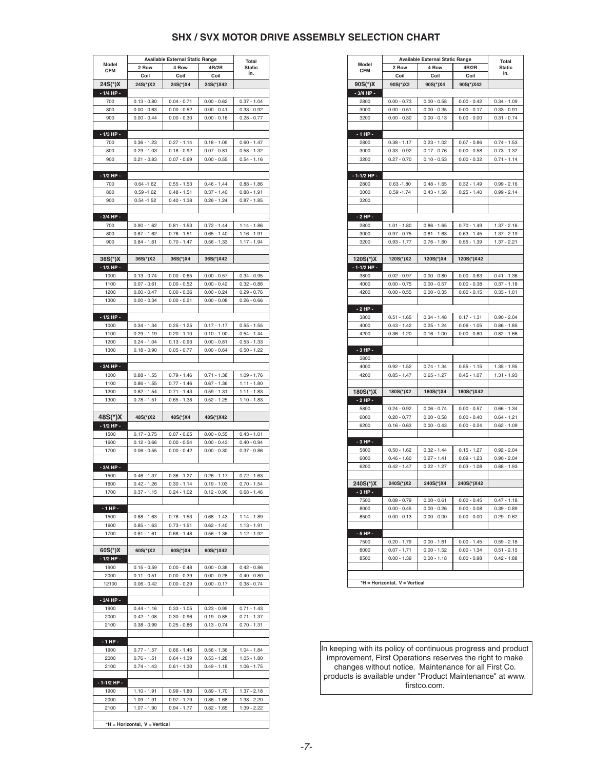# SHX / SVX MOTOR DRIVE ASSEMBLY SELECTION CHART

| Model CFM | Available External Static Range | | | Total Static In. |
|---|---|---|---|---|
| | 2 Row Coil | 4 Row Coil | 4R/2R Coil | |
| **24S(*)X** | 24S(*)X2 | 24S(*)X4 | 24S(*)X42 | |
| **- 1/4 HP -** | | | | |
| 700 | 0.13 - 0.80 | 0.04 - 0.71 | 0.00 - 0.62 | 0.37 - 1.04 |
| 800 | 0.00 - 0.63 | 0.00 - 0.52 | 0.00 - 0.41 | 0.33 - 0.92 |
| 900 | 0.00 - 0.44 | 0.00 - 0.30 | 0.00 - 0.16 | 0.28 - 0.77 |
| **- 1/3 HP -** | | | | |
| 700 | 0.36 - 1.23 | 0.27 - 1.14 | 0.18 - 1.05 | 0.60 - 1.47 |
| 800 | 0.29 - 1.03 | 0.18 - 0.92 | 0.07 - 0.81 | 0.58 - 1.32 |
| 900 | 0.21 - 0.83 | 0.07 - 0.69 | 0.00 - 0.55 | 0.54 - 1.16 |
| **- 1/2 HP -** | | | | |
| 700 | 0.64 -1.62 | 0.55 - 1.53 | 0.46 - 1.44 | 0.88 - 1.86 |
| 800 | 0.59 -1.62 | 0.48 - 1.51 | 0.37 - 1.40 | 0.88 - 1.91 |
| 900 | 0.54 -1.52 | 0.40 - 1.38 | 0.26 - 1.24 | 0.87 - 1.85 |
| **- 3/4 HP -** | | | | |
| 700 | 0.90 - 1.62 | 0.81 - 1.53 | 0.72 - 1.44 | 1.14 - 1.86 |
| 800 | 0.87 - 1.62 | 0.76 - 1.51 | 0.65 - 1.40 | 1.16 - 1.91 |
| 900 | 0.84 - 1.61 | 0.70 - 1.47 | 0.56 - 1.33 | 1.17 - 1.94 |
| **36S(*)X** | 36S(*)X2 | 36S(*)X4 | 36S(*)X42 | |
| **- 1/3 HP -** | | | | |
| 1000 | 0.13 - 0.74 | 0.00 - 0.65 | 0.00 - 0.57 | 0.34 - 0.95 |
| 1100 | 0.07 - 0.61 | 0.00 - 0.52 | 0.00 - 0.42 | 0.32 - 0.86 |
| 1200 | 0.00 - 0.47 | 0.00 - 0.36 | 0.00 - 0.24 | 0.29 - 0.76 |
| 1300 | 0.00 - 0.34 | 0.00 - 0.21 | 0.00 - 0.08 | 0.26 - 0.66 |
| **- 1/2 HP -** | | | | |
| 1000 | 0.34 - 1.34 | 0.25 - 1.25 | 0.17 - 1.17 | 0.55 - 1.55 |
| 1100 | 0.29 - 1.19 | 0.20 - 1.10 | 0.10 - 1.00 | 0.54 - 1.44 |
| 1200 | 0.24 - 1.04 | 0.13 - 0.93 | 0.00 - 0.81 | 0.53 - 1.33 |
| 1300 | 0.18 - 0.90 | 0.05 - 0.77 | 0.00 - 0.64 | 0.50 - 1.22 |
| **- 3/4 HP -** | | | | |
| 1000 | 0.88 - 1.55 | 0.79 - 1.46 | 0.71 - 1.38 | 1.09 - 1.76 |
| 1100 | 0.86 - 1.55 | 0.77 - 1.46 | 0.67 - 1.36 | 1.11 - 1.80 |
| 1200 | 0.82 - 1.54 | 0.71 - 1.43 | 0.59 - 1.31 | 1.11 - 1.83 |
| 1300 | 0.78 - 1.51 | 0.65 - 1.38 | 0.52 - 1.25 | 1.10 - 1.83 |
| **48S(*)X** | 48S(*)X2 | 48S(*)X4 | 48S(*)X42 | |
| **- 1/2 HP -** | | | | |
| 1500 | 0.17 - 0.75 | 0.07 - 0.65 | 0.00 - 0.55 | 0.43 - 1.01 |
| 1600 | 0.12 - 0.66 | 0.00 - 0.54 | 0.00 - 0.43 | 0.40 - 0.94 |
| 1700 | 0.06 - 0.55 | 0.00 - 0.42 | 0.00 - 0.30 | 0.37 - 0.86 |
| **- 3/4 HP -** | | | | |
| 1500 | 0.46 - 1.37 | 0.36 - 1.27 | 0.26 - 1.17 | 0.72 - 1.63 |
| 1600 | 0.42 - 1.26 | 0.30 - 1.14 | 0.19 - 1.03 | 0.70 - 1.54 |
| 1700 | 0.37 - 1.15 | 0.24 - 1.02 | 0.12 - 0.90 | 0.68 - 1.46 |
| **- 1 HP -** | | | | |
| 1500 | 0.88 - 1.63 | 0.78 - 1.53 | 0.68 - 1.43 | 1.14 - 1.89 |
| 1600 | 0.85 - 1.63 | 0.73 - 1.51 | 0.62 - 1.40 | 1.13 - 1.91 |
| 1700 | 0.81 - 1.61 | 0.68 - 1.48 | 0.56 - 1.36 | 1.12 - 1.92 |
| **60S(*)X** | 60S(*)X2 | 60S(*)X4 | 60S(*)X42 | |
| **- 1/2 HP -** | | | | |
| 1900 | 0.15 - 0.59 | 0.00 - 0.48 | 0.00 - 0.38 | 0.42 - 0.86 |
| 2000 | 0.11 - 0.51 | 0.00 - 0.39 | 0.00 - 0.28 | 0.40 - 0.80 |
| 12100 | 0.06 - 0.42 | 0.00 - 0.29 | 0.00 - 0.17 | 0.38 - 0.74 |
| **- 3/4 HP -** | | | | |
| 1900 | 0.44 - 1.16 | 0.33 - 1.05 | 0.23 - 0.95 | 0.71 - 1.43 |
| 2000 | 0.42 - 1.08 | 0.30 - 0.96 | 0.19 - 0.85 | 0.71 - 1.37 |
| 2100 | 0.38 - 0.99 | 0.25 - 0.86 | 0.13 - 0.74 | 0.70 - 1.31 |
| **- 1 HP -** | | | | |
| 1900 | 0.77 - 1.57 | 0.66 - 1.46 | 0.56 - 1.36 | 1.04 - 1.84 |
| 2000 | 0.76 - 1.51 | 0.64 - 1.39 | 0.53 - 1.28 | 1.05 - 1.80 |
| 2100 | 0.74 - 1.43 | 0.61 - 1.30 | 0.49 - 1.18 | 1.06 - 1.75 |
| **- 1-1/2 HP -** | | | | |
| 1900 | 1.10 - 1.91 | 0.99 - 1.80 | 0.89 - 1.70 | 1.37 - 2.18 |
| 2000 | 1.09 - 1.91 | 0.97 - 1.79 | 0.86 - 1.68 | 1.38 - 2.20 |
| 2100 | 1.07 - 1.90 | 0.94 - 1.77 | 0.82 - 1.65 | 1.39 - 2.22 |

*H = Horizontal, V = Vertical

| Model CFM | Available External Static Range | | | Total Static In. |
|---|---|---|---|---|
| | 2 Row Coil | 4 Row Coil | 4R/2R Coil | |
| **90S(*)X** | 90S(*)X2 | 90S(*)X4 | 90S(*)X42 | |
| **- 3/4 HP -** | | | | |
| 2800 | 0.00 - 0.73 | 0.00 - 0.58 | 0.00 - 0.42 | 0.34 - 1.09 |
| 3000 | 0.00 - 0.51 | 0.00 - 0.35 | 0.00 - 0.17 | 0.33 - 0.91 |
| 3200 | 0.00 - 0.30 | 0.00 - 0.13 | 0.00 - 0.00 | 0.31 - 0.74 |
| **- 1 HP -** | | | | |
| 2800 | 0.38 - 1.17 | 0.23 - 1.02 | 0.07 - 0.86 | 0.74 - 1.53 |
| 3000 | 0.33 - 0.92 | 0.17 - 0.76 | 0.00 - 0.58 | 0.73 - 1.32 |
| 3200 | 0.27 - 0.70 | 0.10 - 0.53 | 0.00 - 0.32 | 0.71 - 1.14 |
| **- 1-1/2 HP -** | | | | |
| 2800 | 0.63 -1.80 | 0.48 - 1.65 | 0.32 - 1.49 | 0.99 - 2.16 |
| 3000 | 0.59 -1.74 | 0.43 - 1.58 | 0.25 - 1.40 | 0.99 - 2.14 |
| 3200 | | | | |
| **- 2 HP -** | | | | |
| 2800 | 1.01 - 1.80 | 0.86 - 1.65 | 0.70 - 1.49 | 1.37 - 2.16 |
| 3000 | 0.97 - 0.75 | 0.81 - 1.63 | 0.63 - 1.45 | 1.37 - 2.19 |
| 3200 | 0.93 - 1.77 | 0.76 - 1.60 | 0.55 - 1.39 | 1.37 - 2.21 |
| **120S(*)X** | 120S(*)X2 | 120S(*)X4 | 120S(*)X42 | |
| **- 1-1/2 HP -** | | | | |
| 3800 | 0.02 - 0.97 | 0.00 - 0.80 | 0.00 - 0.63 | 0.41 - 1.36 |
| 4000 | 0.00 - 0.75 | 0.00 - 0.57 | 0.00 - 0.38 | 0.37 - 1.18 |
| 4200 | 0.00 - 0.55 | 0.00 - 0.35 | 0.00 - 0.15 | 0.33 - 1.01 |
| **- 2 HP -** | | | | |
| 3800 | 0.51 - 1.65 | 0.34 - 1.48 | 0.17 - 1.31 | 0.90 - 2.04 |
| 4000 | 0.43 - 1.42 | 0.25 - 1.24 | 0.06 - 1.05 | 0.86 - 1.85 |
| 4200 | 0.36 - 1.20 | 0.16 - 1.00 | 0.00 - 0.80 | 0.82 - 1.66 |
| **- 3 HP -** | | | | |
| 3800 | | | | |
| 4000 | 0.92 - 1.52 | 0.74 - 1.34 | 0.55 - 1.15 | 1.35 - 1.95 |
| 4200 | 0.85 - 1.47 | 0.65 - 1.27 | 0.45 - 1.07 | 1.31 - 1.93 |
| **180S(*)X** | 180S(*)X2 | 180S(*)X4 | 180S(*)X42 | |
| **- 2 HP -** | | | | |
| 5800 | 0.24 - 0.92 | 0.06 - 0.74 | 0.00 - 0.57 | 0.66 - 1.34 |
| 6000 | 0.20 - 0.77 | 0.00 - 0.58 | 0.00 - 0.40 | 0.64 - 1.21 |
| 6200 | 0.16 - 0.63 | 0.00 - 0.43 | 0.00 - 0.24 | 0.62 - 1.09 |
| **- 3 HP -** | | | | |
| 5800 | 0.50 - 1.62 | 0.32 - 1.44 | 0.15 - 1.27 | 0.92 - 2.04 |
| 6000 | 0.46 - 1.60 | 0.27 - 1.41 | 0.09 - 1.23 | 0.90 - 2.04 |
| 6200 | 0.42 - 1.47 | 0.22 - 1.27 | 0.03 - 1.08 | 0.88 - 1.93 |
| **240S(*)X** | 240S(*)X2 | 240S(*)X4 | 240S(*)X42 | |
| **- 3 HP -** | | | | |
| 7500 | 0.08 - 0.79 | 0.00 - 0.61 | 0.00 - 0.45 | 0.47 - 1.18 |
| 8000 | 0.00 - 0.45 | 0.00 - 0.26 | 0.00 - 0.08 | 0.39 - 0.89 |
| 8500 | 0.00 - 0.13 | 0.00 - 0.00 | 0.00 - 0.00 | 0.29 - 0.62 |
| **- 5 HP -** | | | | |
| 7500 | 0.20 - 1.79 | 0.00 - 1.61 | 0.00 - 1.45 | 0.59 - 2.18 |
| 8000 | 0.07 - 1.71 | 0.00 - 1.52 | 0.00 - 1.34 | 0.51 - 2.15 |
| 8500 | 0.00 - 1.39 | 0.00 - 1.18 | 0.00 - 0.98 | 0.42 - 1.88 |

*H = Horizontal, V = Vertical

In keeping with its policy of continuous progress and product improvement, First Operations reserves the right to make changes without notice. Maintenance for all First Co. products is available under "Product Maintenance" at www. firstco.com.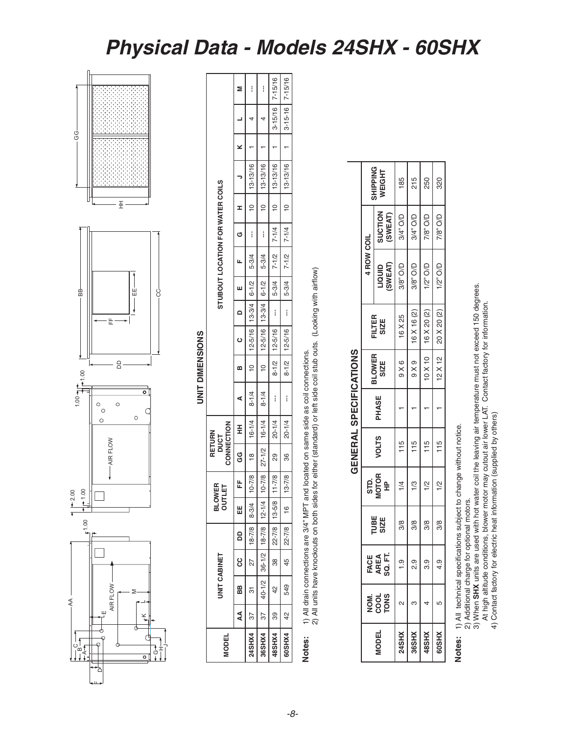# Physical Data - Models 24SHX - 60SHX

## UNIT DIMENSIONS

| MODEL | UNIT CABINET | | | | BLOWER OUTLET | | RETURN DUCT CONNECTION | | STUBOUT LOCATION FOR WATER COILS | | | | | | | | | | | |
|---|---|---|---|---|---|---|---|---|---|---|---|---|---|---|---|---|---|---|---|---|
| | AA | BB | CC | DD | EE | FF | GG | HH | A | B | C | D | E | F | G | H | J | K | L | M |
| 24SHX4 | 37 | 31 | 27 | 18-7/8 | 8-3/4 | 10-7/8 | 18 | 16-1/4 | 8-1/4 | 10 | 12-5/16 | 13-3/4 | 6-1/2 | 5-3/4 | --- | 10 | 13-13/16 | 1 | 4 | --- |
| 36SHX4 | 37 | 40-1/2 | 36-1/2 | 18-7/8 | 12-1/4 | 10-7/8 | 27-1/2 | 16-1/4 | 8-1/4 | 10 | 12-5/16 | 13-3/4 | 6-1/2 | 5-3/4 | --- | 10 | 13-13/16 | 1 | 4 | --- |
| 48SHX4 | 39 | 42 | 38 | 22-7/8 | 13-5/8 | 11-7/8 | 29 | 20-1/4 | --- | 8-1/2 | 12-5/16 | --- | 5-3/4 | 7-1/2 | 7-1/4 | 10 | 13-13/16 | 1 | 3-15/16 | 7-15/16 |
| 60SHX4 | 42 | 549 | 45 | 22-7/8 | 16 | 13-7/8 | 36 | 20-1/4 | --- | 8-1/2 | 12-5/16 | --- | 5-3/4 | 7-1/2 | 7-1/4 | 10 | 13-13/16 | 1 | 3-15-16 | 7-15/16 |

**Notes:**
1) All drain connections are 3/4" MPT and located on same side as coil connections.
2) All units have knockouts on both sides for either (standard) or left side coil stub outs. (Looking with airflow)

## GENERAL SPECIFICATIONS

| MODEL | NOM. COOL TONS | FACE AREA SQ. FT. | TUBE SIZE | STD. MOTOR HP | VOLTS | PHASE | BLOWER SIZE | FILTER SIZE | 4 ROW COIL | | SHIPPING WEIGHT |
|---|---|---|---|---|---|---|---|---|---|---|---|
| | | | | | | | | | LIQUID (SWEAT) | SUCTION (SWEAT) | |
| 24SHX | 2 | 1.9 | 3/8 | 1/4 | 115 | 1 | 9 X 6 | 16 X 25 | 3/8" O/D | 3/4" O/D | 185 |
| 36SHX | 3 | 2.9 | 3/8 | 1/3 | 115 | 1 | 9 X 9 | 16 X 16 (2) | 3/8" O/D | 3/4" O/D | 215 |
| 48SHX | 4 | 3.9 | 3/8 | 1/2 | 115 | 1 | 10 X 10 | 16 X 20 (2) | 1/2" O/D | 7/8" O/D | 250 |
| 60SHX | 5 | 4.9 | 3/8 | 1/2 | 115 | 1 | 12 X 12 | 20 X 20 (2) | 1/2" O/D | 7/8" O/D | 320 |

**Notes:**
1) All technical specifications subject to change without notice.
2) Additional charge for optional motors.
3) When **SHX** units are used with hot water coil the leaving air temperature must not exceed 150 degrees. At high altitude conditions, blower motor may cutout air lower LAT. Contact factory for information.
4) Contact factory for electric heat information (supplied by others)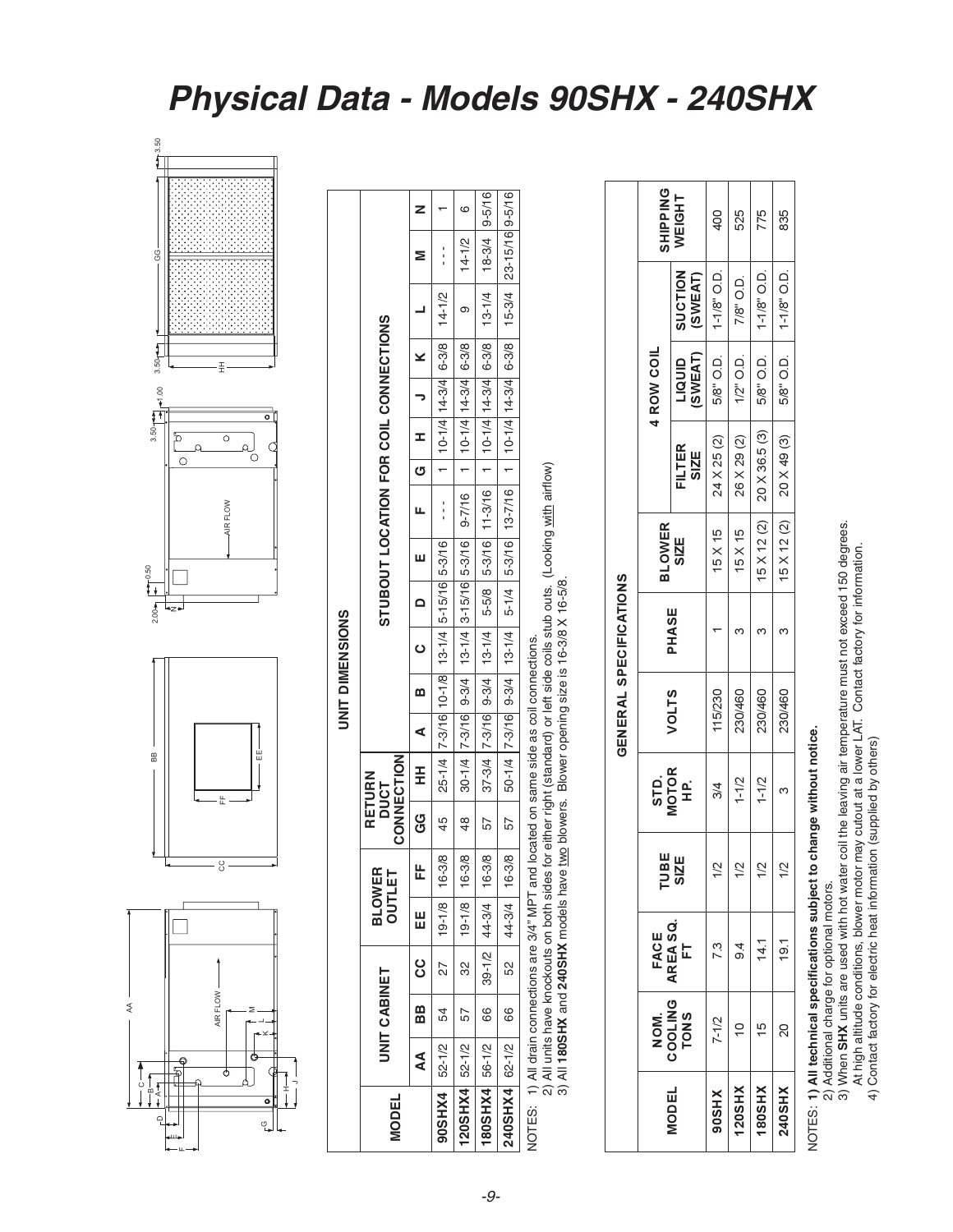# Physical Data - Models 90SHX - 240SHX

## UNIT DIMENSIONS

| MODEL | UNIT CABINET | | | BLOWER OUTLET | | RETURN DUCT CONNECTION | | STUBOUT LOCATION FOR COIL CONNECTIONS | | | | | | | | | | | | | |
|---|---|---|---|---|---|---|---|---|---|---|---|---|---|---|---|---|---|---|---|---|---|
| | AA | BB | CC | EE | FF | GG | HH | A | B | C | D | E | F | G | H | J | K | L | M | N |
| 90SHX4 | 52-1/2 | 54 | 27 | 19-1/8 | 16-3/8 | 45 | 25-1/4 | 7-3/16 | 10-1/8 | 13-1/4 | 5-15/16 | 5-3/16 | - - - | 1 | 10-1/4 | 14-3/4 | 6-3/8 | 14-1/2 | - - - | 1 |
| 120SHX4 | 52-1/2 | 57 | 32 | 19-1/8 | 16-3/8 | 48 | 30-1/4 | 7-3/16 | 9-3/4 | 13-1/4 | 3-15/16 | 5-3/16 | 9-7/16 | 1 | 10-1/4 | 14-3/4 | 6-3/8 | 9 | 14-1/2 | 6 |
| 180SHX4 | 56-1/2 | 66 | 39-1/2 | 44-3/4 | 16-3/8 | 57 | 37-3/4 | 7-3/16 | 9-3/4 | 13-1/4 | 5-5/8 | 5-3/16 | 11-3/16 | 1 | 10-1/4 | 14-3/4 | 6-3/8 | 13-1/4 | 18-3/4 | 9-5/16 |
| 240SHX4 | 62-1/2 | 66 | 52 | 44-3/4 | 16-3/8 | 57 | 50-1/4 | 7-3/16 | 9-3/4 | 13-1/4 | 5-1/4 | 5-3/16 | 13-7/16 | 1 | 10-1/4 | 14-3/4 | 6-3/8 | 15-3/4 | 23-15/16 | 9-5/16 |

NOTES: 1) All drain connections are 3/4" MPT and located on same side as coil connections.
2) All units have knockouts on both sides for either right (standard) or left side coils stub outs. (Looking with airflow)
3) All **180SHX** and **240SHX** models have two blowers. Blower opening size is 16-3/8 X 16-5/8.

## GENERAL SPECIFICATIONS

| MODEL | NOM. COOLING TONS | FACE AREA SQ. FT | TUBE SIZE | STD. MOTOR HP. | VOLTS | PHASE | BLOWER SIZE | 4 ROW COIL | | | SHIPPING WEIGHT |
|---|---|---|---|---|---|---|---|---|---|---|---|
| | | | | | | | | FILTER SIZE | LIQUID (SWEAT) | SUCTION (SWEAT) | |
| 90SHX | 7-1/2 | 7.3 | 1/2 | 3/4 | 115/230 | 1 | 15 X 15 | 24 X 25 (2) | 5/8" O.D. | 1-1/8" O.D. | 400 |
| 120SHX | 10 | 9.4 | 1/2 | 1-1/2 | 230/460 | 3 | 15 X 15 | 26 X 29 (2) | 1/2" O.D. | 7/8" O.D. | 525 |
| 180SHX | 15 | 14.1 | 1/2 | 1-1/2 | 230/460 | 3 | 15 X 12 (2) | 20 X 36.5 (3) | 5/8" O.D. | 1-1/8" O.D. | 775 |
| 240SHX | 20 | 19.1 | 1/2 | 3 | 230/460 | 3 | 15 X 12 (2) | 20 X 49 (3) | 5/8" O.D. | 1-1/8" O.D. | 835 |

NOTES: **1) All technical specifications subject to change without notice.**
2) Additional charge for optional motors.
3) When **SHX** units are used with hot water coil the leaving air temperature must not exceed 150 degrees. At high altitude conditions, blower motor may cutout at a lower LAT. Contact factory for information.
4) Contact factory for electric heat information (supplied by others)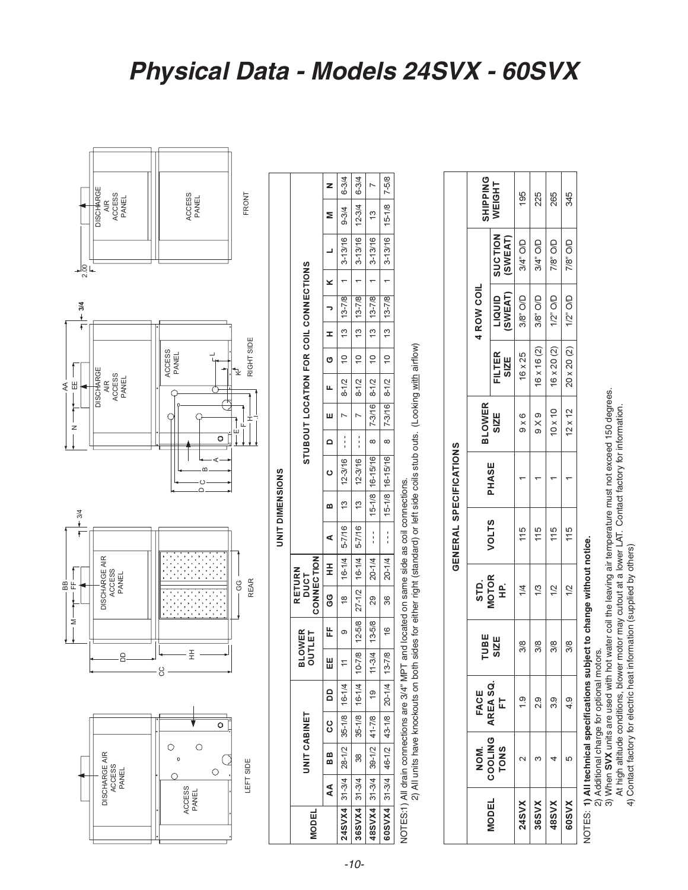# Physical Data - Models 24SVX - 60SVX

DISCHARGE AIR ACCESS PANEL

ACCESS PANEL

LEFT SIDE

M FF BB 3/4

DISCHARGE AIR ACCESS PANEL

DD CC HH GG

REAR

N EE AA 3/4

DISCHARGE AIR ACCESS PANEL

ACCESS PANEL

D C B A E F H J K L

RIGHT SIDE

2.00

DISCHARGE AIR ACCESS PANEL

ACCESS PANEL

FRONT

## UNIT DIMENSIONS

| MODEL | UNIT CABINET | | | | BLOWER OUTLET | | RETURN DUCT CONNECTION | | STUBOUT LOCATION FOR COIL CONNECTIONS | | | | | | | | | | | | | |
|---|---|---|---|---|---|---|---|---|---|---|---|---|---|---|---|---|---|---|---|---|---|---|
| | AA | BB | CC | DD | EE | FF | GG | HH | A | B | C | D | E | F | G | H | J | K | L | M | N |
| 24SVX4 | 31-3/4 | 28-1/2 | 35-1/8 | 16-1/4 | 11 | 9 | 18 | 16-1/4 | 5-7/16 | 13 | 12-3/16 | --- | 7 | 8-1/2 | 10 | 13 | 13-7/8 | 1 | 3-13/16 | 9-3/4 | 6-3/4 |
| 36SVX4 | 31-3/4 | 38 | 35-1/8 | 16-1/4 | 10-7/8 | 12-5/8 | 27-1/2 | 16-1/4 | 5-7/16 | 13 | 12-3/16 | --- | 7 | 8-1/2 | 10 | 13 | 13-7/8 | 1 | 3-13/16 | 12-3/4 | 6-3/4 |
| 48SVX4 | 31-3/4 | 39-1/2 | 41-7/8 | 19 | 11-3/4 | 13-5/8 | 29 | 20-1/4 | --- | 15-1/8 | 16-15/16 | 8 | 7-3/16 | 8-1/2 | 10 | 13 | 13-7/8 | 1 | 3-13/16 | 13 | 7 |
| 60SVX4 | 31-3/4 | 46-1/2 | 43-1/8 | 20-1/4 | 13-7/8 | 16 | 36 | 20-1/4 | --- | 15-1/8 | 16-15/16 | 8 | 7-3/16 | 8-1/2 | 10 | 13 | 13-7/8 | 1 | 3-13/16 | 15-1/8 | 7-5/8 |

NOTES:1) All drain connections are 3/4" MPT and located on same side as coil connections.
2) All units have knockouts on both sides for either right (standard) or left side coils stub outs. (Looking with airflow)

## GENERAL SPECIFICATIONS

| MODEL | NOM. COOLING TONS | FACE AREA SQ. FT | TUBE SIZE | STD. MOTOR HP. | VOLTS | PHASE | BLOWER SIZE | 4 ROW COIL | | | SHIPPING WEIGHT |
|---|---|---|---|---|---|---|---|---|---|---|---|
| | | | | | | | | FILTER SIZE | LIQUID (SWEAT) | SUCTION (SWEAT) | |
| 24SVX | 2 | 1.9 | 3/8 | 1/4 | 115 | 1 | 9 x 6 | 16 x 25 | 3/8" O/D | 3/4" O/D | 195 |
| 36SVX | 3 | 2.9 | 3/8 | 1/3 | 115 | 1 | 9 X 9 | 16 x 16 (2) | 3/8" O/D | 3/4" O/D | 225 |
| 48SVX | 4 | 3.9 | 3/8 | 1/2 | 115 | 1 | 10 x 10 | 16 x 20 (2) | 1/2" O/D | 7/8" O/D | 265 |
| 60SVX | 5 | 4.9 | 3/8 | 1/2 | 115 | 1 | 12 x 12 | 20 x 20 (2) | 1/2" O/D | 7/8" O/D | 345 |

NOTES: **1) All technical specifications subject to change without notice.**
2) Additional charge for optional motors.
3) When **SVX** units are used with hot water coil the leaving air temperature must not exceed 150 degrees.
At high altitude conditions, blower motor may cutout at a lower LAT. Contact factory for information.
4) Contact factory for electric heat information (supplied by others)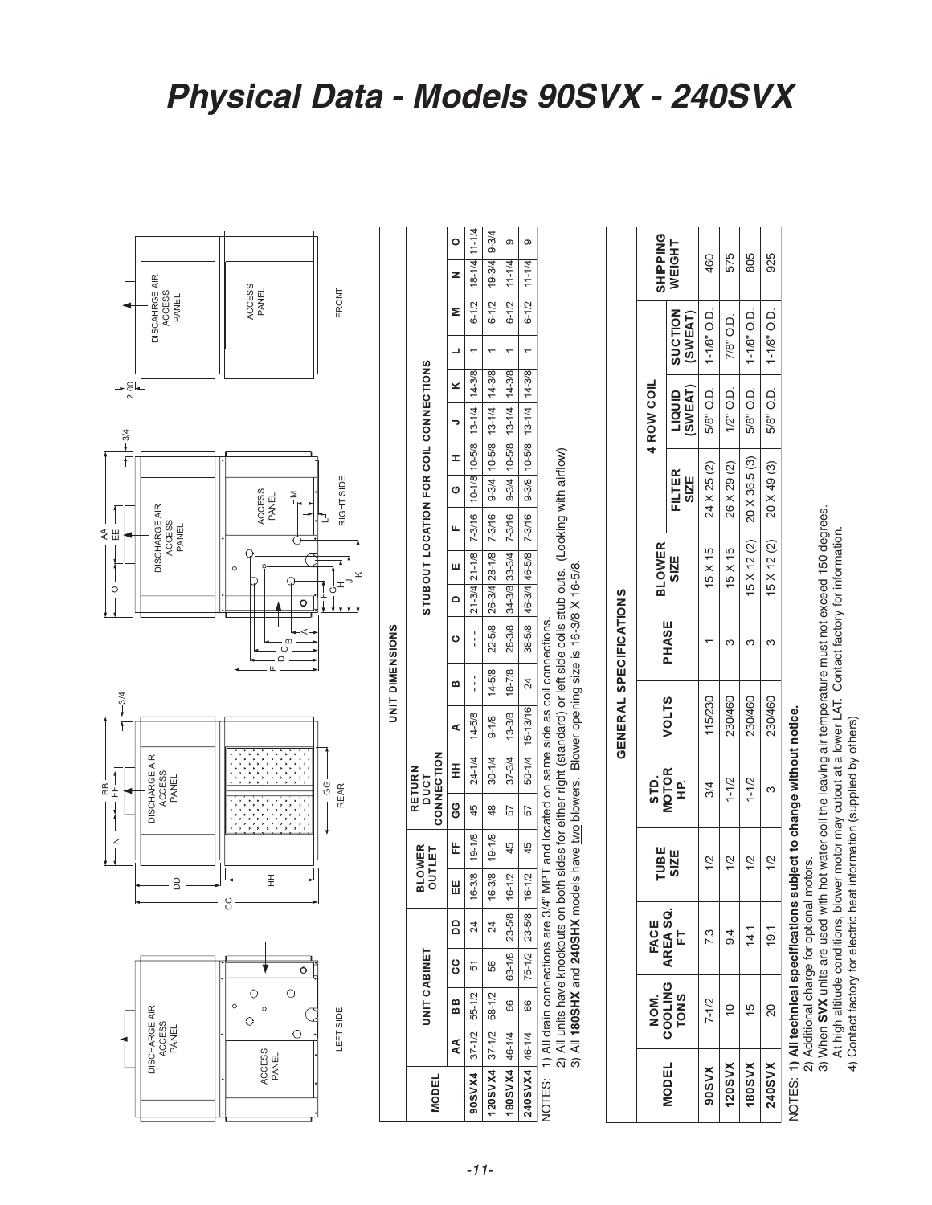# Physical Data - Models 90SVX - 240SVX

## UNIT DIMENSIONS

| MODEL | UNIT CABINET | | | | BLOWER OUTLET | | RETURN DUCT CONNECTION | | STUBOUT LOCATION FOR COIL CONNECTIONS | | | | | | | | | | | | | | |
|---|---|---|---|---|---|---|---|---|---|---|---|---|---|---|---|---|---|---|---|---|---|---|---|
| | AA | BB | CC | DD | EE | FF | GG | HH | A | B | C | D | E | F | G | H | J | K | L | M | N | O |
| 90SVX4 | 37-1/2 | 55-1/2 | 51 | 24 | 16-3/8 | 19-1/8 | 45 | 24-1/4 | 14-5/8 | - - - | - - - | 21-3/4 | 21-1/8 | 7-3/16 | 10-1/8 | 10-5/8 | 13-1/4 | 14-3/8 | 1 | 6-1/2 | 18-1/4 | 11-1/4 |
| 120SVX4 | 37-1/2 | 58-1/2 | 56 | 24 | 16-3/8 | 19-1/8 | 48 | 30-1/4 | 9-1/8 | 14-5/8 | 22-5/8 | 26-3/4 | 28-1/8 | 7-3/16 | 9-3/4 | 10-5/8 | 13-1/4 | 14-3/8 | 1 | 6-1/2 | 19-3/4 | 9-3/4 |
| 180SVX4 | 46-1/4 | 66 | 63-1/8 | 23-5/8 | 16-1/2 | 45 | 57 | 37-3/4 | 13-3/8 | 18-7/8 | 28-3/8 | 34-3/8 | 33-3/4 | 7-3/16 | 9-3/4 | 10-5/8 | 13-1/4 | 14-3/8 | 1 | 6-1/2 | 11-1/4 | 9 |
| 240SVX4 | 46-1/4 | 66 | 75-1/2 | 23-5/8 | 16-1/2 | 45 | 57 | 50-1/4 | 15-13/16 | 24 | 38-5/8 | 46-3/4 | 46-5/8 | 7-3/16 | 9-3/8 | 10-5/8 | 13-1/4 | 14-3/8 | 1 | 6-1/2 | 11-1/4 | 9 |

NOTES: 1) All drain connections are 3/4" MPT and located on same side as coil connections.
2) All units have knockouts on both sides for either right (standard) or left side coils stub outs. (Looking with airflow)
3) All **180SHX** and **240SHX** models have two blowers. Blower opening size is 16-3/8 X 16-5/8.

## GENERAL SPECIFICATIONS

| MODEL | NOM. COOLING TONS | FACE AREA SQ. FT | TUBE SIZE | STD. MOTOR HP. | VOLTS | PHASE | BLOWER SIZE | 4 ROW COIL | | | SHIPPING WEIGHT |
|---|---|---|---|---|---|---|---|---|---|---|---|
| | | | | | | | | FILTER SIZE | LIQUID (SWEAT) | SUCTION (SWEAT) | |
| 90SVX | 7-1/2 | 7.3 | 1/2 | 3/4 | 115/230 | 1 | 15 X 15 | 24 X 25 (2) | 5/8" O.D. | 1-1/8" O.D. | 460 |
| 120SVX | 10 | 9.4 | 1/2 | 1-1/2 | 230/460 | 3 | 15 X 15 | 26 X 29 (2) | 1/2" O.D. | 7/8" O.D. | 575 |
| 180SVX | 15 | 14.1 | 1/2 | 1-1/2 | 230/460 | 3 | 15 X 12 (2) | 20 X 36.5 (3) | 5/8" O.D. | 1-1/8" O.D. | 805 |
| 240SVX | 20 | 19.1 | 1/2 | 3 | 230/460 | 3 | 15 X 12 (2) | 20 X 49 (3) | 5/8" O.D. | 1-1/8" O.D. | 925 |

NOTES: **1) All technical specifications subject to change without notice.**
2) Additional charge for optional motors.
3) When **SVX** units are used with hot water coil the leaving air temperature must not exceed 150 degrees. At high altitude conditions, blower motor may cutout at a lower LAT. Contact factory for information.
4) Contact factory for electric heat information (supplied by others)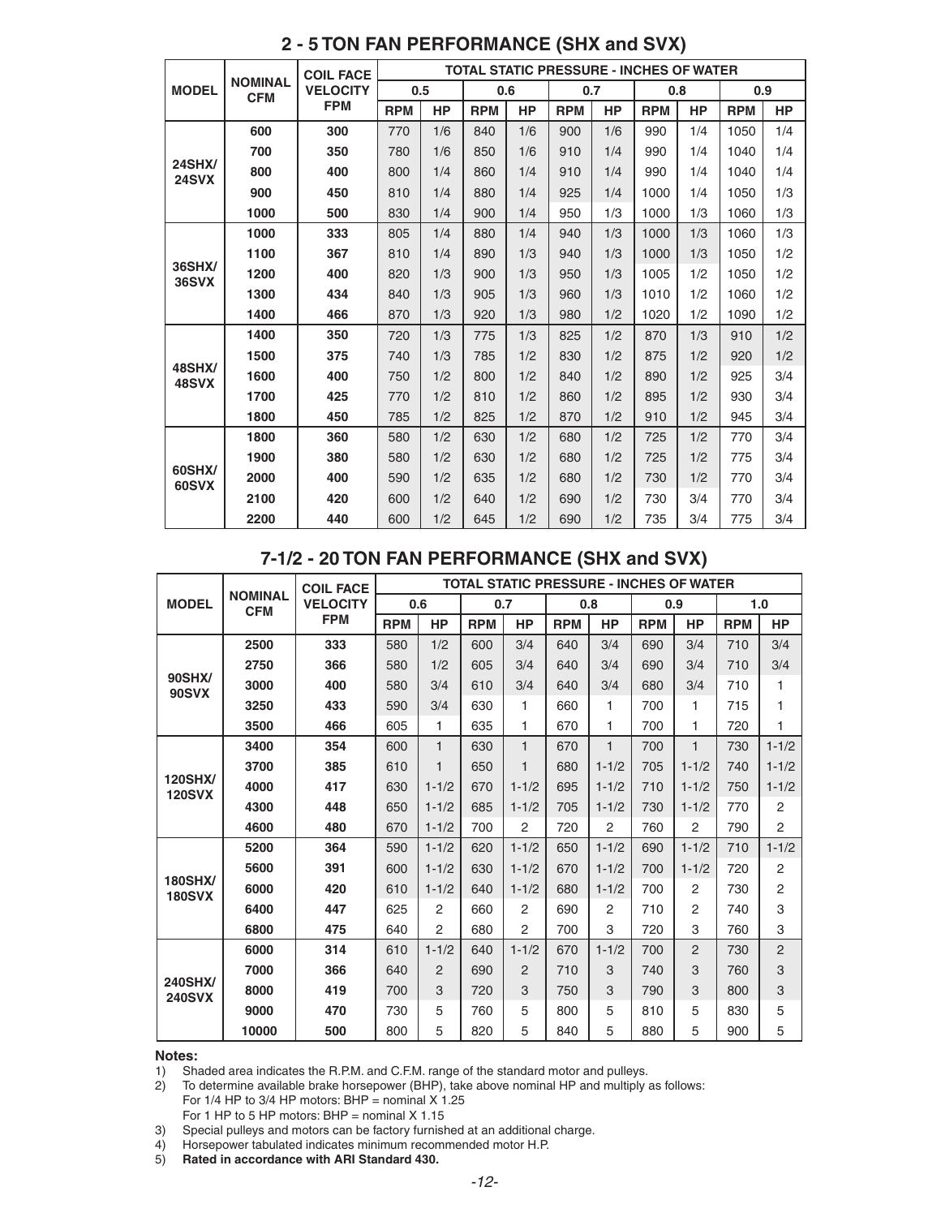## 2 - 5 TON FAN PERFORMANCE (SHX and SVX)

| MODEL | NOMINAL CFM | COIL FACE VELOCITY FPM | TOTAL STATIC PRESSURE - INCHES OF WATER | | | | | | | | | |
|---|---|---|---|---|---|---|---|---|---|---|---|---|
| | | | 0.5 | | 0.6 | | 0.7 | | 0.8 | | 0.9 | |
| | | | RPM | HP | RPM | HP | RPM | HP | RPM | HP | RPM | HP |
| 24SHX/ 24SVX | 600 | 300 | 770 | 1/6 | 840 | 1/6 | 900 | 1/6 | 990 | 1/4 | 1050 | 1/4 |
| | 700 | 350 | 780 | 1/6 | 850 | 1/6 | 910 | 1/4 | 990 | 1/4 | 1040 | 1/4 |
| | 800 | 400 | 800 | 1/4 | 860 | 1/4 | 910 | 1/4 | 990 | 1/4 | 1040 | 1/4 |
| | 900 | 450 | 810 | 1/4 | 880 | 1/4 | 925 | 1/4 | 1000 | 1/4 | 1050 | 1/3 |
| | 1000 | 500 | 830 | 1/4 | 900 | 1/4 | 950 | 1/3 | 1000 | 1/3 | 1060 | 1/3 |
| 36SHX/ 36SVX | 1000 | 333 | 805 | 1/4 | 880 | 1/4 | 940 | 1/3 | 1000 | 1/3 | 1060 | 1/3 |
| | 1100 | 367 | 810 | 1/4 | 890 | 1/3 | 940 | 1/3 | 1000 | 1/3 | 1050 | 1/2 |
| | 1200 | 400 | 820 | 1/3 | 900 | 1/3 | 950 | 1/3 | 1005 | 1/2 | 1050 | 1/2 |
| | 1300 | 434 | 840 | 1/3 | 905 | 1/3 | 960 | 1/3 | 1010 | 1/2 | 1060 | 1/2 |
| | 1400 | 466 | 870 | 1/3 | 920 | 1/3 | 980 | 1/2 | 1020 | 1/2 | 1090 | 1/2 |
| 48SHX/ 48SVX | 1400 | 350 | 720 | 1/3 | 775 | 1/3 | 825 | 1/2 | 870 | 1/3 | 910 | 1/2 |
| | 1500 | 375 | 740 | 1/3 | 785 | 1/2 | 830 | 1/2 | 875 | 1/2 | 920 | 1/2 |
| | 1600 | 400 | 750 | 1/2 | 800 | 1/2 | 840 | 1/2 | 890 | 1/2 | 925 | 3/4 |
| | 1700 | 425 | 770 | 1/2 | 810 | 1/2 | 860 | 1/2 | 895 | 1/2 | 930 | 3/4 |
| | 1800 | 450 | 785 | 1/2 | 825 | 1/2 | 870 | 1/2 | 910 | 1/2 | 945 | 3/4 |
| 60SHX/ 60SVX | 1800 | 360 | 580 | 1/2 | 630 | 1/2 | 680 | 1/2 | 725 | 1/2 | 770 | 3/4 |
| | 1900 | 380 | 580 | 1/2 | 630 | 1/2 | 680 | 1/2 | 725 | 1/2 | 775 | 3/4 |
| | 2000 | 400 | 590 | 1/2 | 635 | 1/2 | 680 | 1/2 | 730 | 1/2 | 770 | 3/4 |
| | 2100 | 420 | 600 | 1/2 | 640 | 1/2 | 690 | 1/2 | 730 | 3/4 | 770 | 3/4 |
| | 2200 | 440 | 600 | 1/2 | 645 | 1/2 | 690 | 1/2 | 735 | 3/4 | 775 | 3/4 |

## 7-1/2 - 20 TON FAN PERFORMANCE (SHX and SVX)

| MODEL | NOMINAL CFM | COIL FACE VELOCITY FPM | TOTAL STATIC PRESSURE - INCHES OF WATER | | | | | | | | | |
|---|---|---|---|---|---|---|---|---|---|---|---|---|
| | | | 0.6 | | 0.7 | | 0.8 | | 0.9 | | 1.0 | |
| | | | RPM | HP | RPM | HP | RPM | HP | RPM | HP | RPM | HP |
| 90SHX/ 90SVX | 2500 | 333 | 580 | 1/2 | 600 | 3/4 | 640 | 3/4 | 690 | 3/4 | 710 | 3/4 |
| | 2750 | 366 | 580 | 1/2 | 605 | 3/4 | 640 | 3/4 | 690 | 3/4 | 710 | 3/4 |
| | 3000 | 400 | 580 | 3/4 | 610 | 3/4 | 640 | 3/4 | 680 | 3/4 | 710 | 1 |
| | 3250 | 433 | 590 | 3/4 | 630 | 1 | 660 | 1 | 700 | 1 | 715 | 1 |
| | 3500 | 466 | 605 | 1 | 635 | 1 | 670 | 1 | 700 | 1 | 720 | 1 |
| 120SHX/ 120SVX | 3400 | 354 | 600 | 1 | 630 | 1 | 670 | 1 | 700 | 1 | 730 | 1-1/2 |
| | 3700 | 385 | 610 | 1 | 650 | 1 | 680 | 1-1/2 | 705 | 1-1/2 | 740 | 1-1/2 |
| | 4000 | 417 | 630 | 1-1/2 | 670 | 1-1/2 | 695 | 1-1/2 | 710 | 1-1/2 | 750 | 1-1/2 |
| | 4300 | 448 | 650 | 1-1/2 | 685 | 1-1/2 | 705 | 1-1/2 | 730 | 1-1/2 | 770 | 2 |
| | 4600 | 480 | 670 | 1-1/2 | 700 | 2 | 720 | 2 | 760 | 2 | 790 | 2 |
| 180SHX/ 180SVX | 5200 | 364 | 590 | 1-1/2 | 620 | 1-1/2 | 650 | 1-1/2 | 690 | 1-1/2 | 710 | 1-1/2 |
| | 5600 | 391 | 600 | 1-1/2 | 630 | 1-1/2 | 670 | 1-1/2 | 700 | 1-1/2 | 720 | 2 |
| | 6000 | 420 | 610 | 1-1/2 | 640 | 1-1/2 | 680 | 1-1/2 | 700 | 2 | 730 | 2 |
| | 6400 | 447 | 625 | 2 | 660 | 2 | 690 | 2 | 710 | 2 | 740 | 3 |
| | 6800 | 475 | 640 | 2 | 680 | 2 | 700 | 3 | 720 | 3 | 760 | 3 |
| 240SHX/ 240SVX | 6000 | 314 | 610 | 1-1/2 | 640 | 1-1/2 | 670 | 1-1/2 | 700 | 2 | 730 | 2 |
| | 7000 | 366 | 640 | 2 | 690 | 2 | 710 | 3 | 740 | 3 | 760 | 3 |
| | 8000 | 419 | 700 | 3 | 720 | 3 | 750 | 3 | 790 | 3 | 800 | 3 |
| | 9000 | 470 | 730 | 5 | 760 | 5 | 800 | 5 | 810 | 5 | 830 | 5 |
| | 10000 | 500 | 800 | 5 | 820 | 5 | 840 | 5 | 880 | 5 | 900 | 5 |

**Notes:**

1) Shaded area indicates the R.P.M. and C.F.M. range of the standard motor and pulleys.
2) To determine available brake horsepower (BHP), take above nominal HP and multiply as follows:
   For 1/4 HP to 3/4 HP motors: BHP = nominal X 1.25
   For 1 HP to 5 HP motors: BHP = nominal X 1.15
3) Special pulleys and motors can be factory furnished at an additional charge.
4) Horsepower tabulated indicates minimum recommended motor H.P.
5) **Rated in accordance with ARI Standard 430.**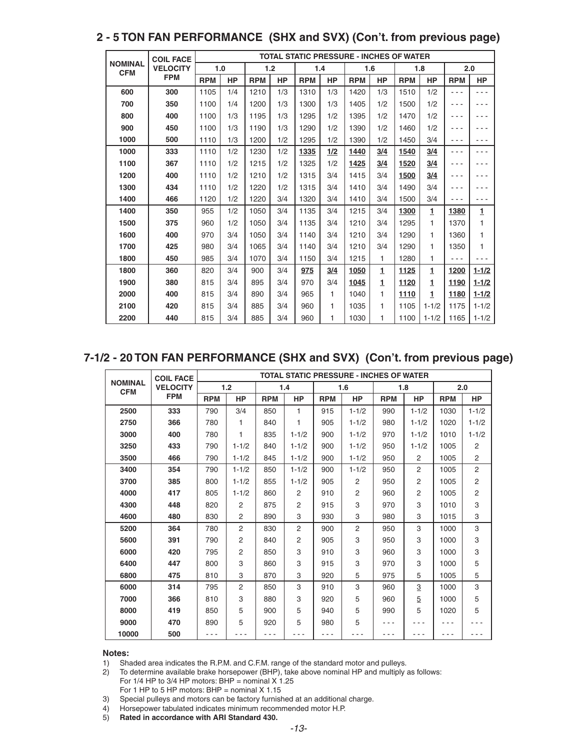## 2 - 5 TON FAN PERFORMANCE (SHX and SVX) (Con't. from previous page)

| NOMINAL CFM | COIL FACE VELOCITY FPM | TOTAL STATIC PRESSURE - INCHES OF WATER | | | | | | | | | | | |
|---|---|---|---|---|---|---|---|---|---|---|---|---|---|
| | | 1.0 | | 1.2 | | 1.4 | | 1.6 | | 1.8 | | 2.0 | |
| | | RPM | HP | RPM | HP | RPM | HP | RPM | HP | RPM | HP | RPM | HP |
| 600 | 300 | 1105 | 1/4 | 1210 | 1/3 | 1310 | 1/3 | 1420 | 1/3 | 1510 | 1/2 | --- | --- |
| 700 | 350 | 1100 | 1/4 | 1200 | 1/3 | 1300 | 1/3 | 1405 | 1/2 | 1500 | 1/2 | --- | --- |
| 800 | 400 | 1100 | 1/3 | 1195 | 1/3 | 1295 | 1/2 | 1395 | 1/2 | 1470 | 1/2 | --- | --- |
| 900 | 450 | 1100 | 1/3 | 1190 | 1/3 | 1290 | 1/2 | 1390 | 1/2 | 1460 | 1/2 | --- | --- |
| 1000 | 500 | 1110 | 1/3 | 1200 | 1/2 | 1295 | 1/2 | 1390 | 1/2 | 1450 | 3/4 | --- | --- |
| 1000 | 333 | 1110 | 1/2 | 1230 | 1/2 | 1335 | 1/2 | 1440 | 3/4 | 1540 | 3/4 | --- | --- |
| 1100 | 367 | 1110 | 1/2 | 1215 | 1/2 | 1325 | 1/2 | 1425 | 3/4 | 1520 | 3/4 | --- | --- |
| 1200 | 400 | 1110 | 1/2 | 1210 | 1/2 | 1315 | 3/4 | 1415 | 3/4 | 1500 | 3/4 | --- | --- |
| 1300 | 434 | 1110 | 1/2 | 1220 | 1/2 | 1315 | 3/4 | 1410 | 3/4 | 1490 | 3/4 | --- | --- |
| 1400 | 466 | 1120 | 1/2 | 1220 | 3/4 | 1320 | 3/4 | 1410 | 3/4 | 1500 | 3/4 | --- | --- |
| 1400 | 350 | 955 | 1/2 | 1050 | 3/4 | 1135 | 3/4 | 1215 | 3/4 | 1300 | 1 | 1380 | 1 |
| 1500 | 375 | 960 | 1/2 | 1050 | 3/4 | 1135 | 3/4 | 1210 | 3/4 | 1295 | 1 | 1370 | 1 |
| 1600 | 400 | 970 | 3/4 | 1050 | 3/4 | 1140 | 3/4 | 1210 | 3/4 | 1290 | 1 | 1360 | 1 |
| 1700 | 425 | 980 | 3/4 | 1065 | 3/4 | 1140 | 3/4 | 1210 | 3/4 | 1290 | 1 | 1350 | 1 |
| 1800 | 450 | 985 | 3/4 | 1070 | 3/4 | 1150 | 3/4 | 1215 | 1 | 1280 | 1 | --- | --- |
| 1800 | 360 | 820 | 3/4 | 900 | 3/4 | 975 | 3/4 | 1050 | 1 | 1125 | 1 | 1200 | 1-1/2 |
| 1900 | 380 | 815 | 3/4 | 895 | 3/4 | 970 | 3/4 | 1045 | 1 | 1120 | 1 | 1190 | 1-1/2 |
| 2000 | 400 | 815 | 3/4 | 890 | 3/4 | 965 | 1 | 1040 | 1 | 1110 | 1 | 1180 | 1-1/2 |
| 2100 | 420 | 815 | 3/4 | 885 | 3/4 | 960 | 1 | 1035 | 1 | 1105 | 1-1/2 | 1175 | 1-1/2 |
| 2200 | 440 | 815 | 3/4 | 885 | 3/4 | 960 | 1 | 1030 | 1 | 1100 | 1-1/2 | 1165 | 1-1/2 |

## 7-1/2 - 20 TON FAN PERFORMANCE (SHX and SVX) (Con't. from previous page)

| NOMINAL CFM | COIL FACE VELOCITY FPM | TOTAL STATIC PRESSURE - INCHES OF WATER | | | | | | | | | |
|---|---|---|---|---|---|---|---|---|---|---|---|
| | | 1.2 | | 1.4 | | 1.6 | | 1.8 | | 2.0 | |
| | | RPM | HP | RPM | HP | RPM | HP | RPM | HP | RPM | HP |
| 2500 | 333 | 790 | 3/4 | 850 | 1 | 915 | 1-1/2 | 990 | 1-1/2 | 1030 | 1-1/2 |
| 2750 | 366 | 780 | 1 | 840 | 1 | 905 | 1-1/2 | 980 | 1-1/2 | 1020 | 1-1/2 |
| 3000 | 400 | 780 | 1 | 835 | 1-1/2 | 900 | 1-1/2 | 970 | 1-1/2 | 1010 | 1-1/2 |
| 3250 | 433 | 790 | 1-1/2 | 840 | 1-1/2 | 900 | 1-1/2 | 950 | 1-1/2 | 1005 | 2 |
| 3500 | 466 | 790 | 1-1/2 | 845 | 1-1/2 | 900 | 1-1/2 | 950 | 2 | 1005 | 2 |
| 3400 | 354 | 790 | 1-1/2 | 850 | 1-1/2 | 900 | 1-1/2 | 950 | 2 | 1005 | 2 |
| 3700 | 385 | 800 | 1-1/2 | 855 | 1-1/2 | 905 | 2 | 950 | 2 | 1005 | 2 |
| 4000 | 417 | 805 | 1-1/2 | 860 | 2 | 910 | 2 | 960 | 2 | 1005 | 2 |
| 4300 | 448 | 820 | 2 | 875 | 2 | 915 | 3 | 970 | 3 | 1010 | 3 |
| 4600 | 480 | 830 | 2 | 890 | 3 | 930 | 3 | 980 | 3 | 1015 | 3 |
| 5200 | 364 | 780 | 2 | 830 | 2 | 900 | 2 | 950 | 3 | 1000 | 3 |
| 5600 | 391 | 790 | 2 | 840 | 2 | 905 | 3 | 950 | 3 | 1000 | 3 |
| 6000 | 420 | 795 | 2 | 850 | 3 | 910 | 3 | 960 | 3 | 1000 | 3 |
| 6400 | 447 | 800 | 3 | 860 | 3 | 915 | 3 | 970 | 3 | 1000 | 5 |
| 6800 | 475 | 810 | 3 | 870 | 3 | 920 | 5 | 975 | 5 | 1005 | 5 |
| 6000 | 314 | 795 | 2 | 850 | 3 | 910 | 3 | 960 | 3 | 1000 | 3 |
| 7000 | 366 | 810 | 3 | 880 | 3 | 920 | 5 | 960 | 5 | 1000 | 5 |
| 8000 | 419 | 850 | 5 | 900 | 5 | 940 | 5 | 990 | 5 | 1020 | 5 |
| 9000 | 470 | 890 | 5 | 920 | 5 | 980 | 5 | --- | --- | --- | --- |
| 10000 | 500 | --- | --- | --- | --- | --- | --- | --- | --- | --- | --- |

**Notes:**

1) Shaded area indicates the R.P.M. and C.F.M. range of the standard motor and pulleys.
2) To determine available brake horsepower (BHP), take above nominal HP and multiply as follows:
   For 1/4 HP to 3/4 HP motors: BHP = nominal X 1.25
   For 1 HP to 5 HP motors: BHP = nominal X 1.15
3) Special pulleys and motors can be factory furnished at an additional charge.
4) Horsepower tabulated indicates minimum recommended motor H.P.
5) **Rated in accordance with ARI Standard 430.**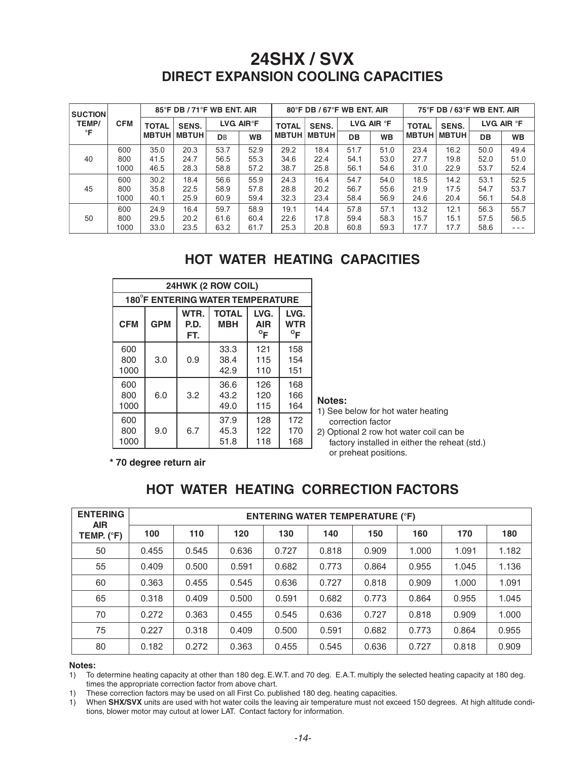# 24SHX / SVX

## DIRECT EXPANSION COOLING CAPACITIES

| SUCTION TEMP/ °F | CFM | 85°F DB / 71°F WB ENT. AIR | | | | 80°F DB / 67°F WB ENT. AIR | | | | 75°F DB / 63°F WB ENT. AIR | | | |
|---|---|---|---|---|---|---|---|---|---|---|---|---|---|
| | | TOTAL MBTUH | SENS. MBTUH | LVG. AIR°F | | TOTAL MBTUH | SENS. MBTUH | LVG. AIR °F | | TOTAL MBTUH | SENS. MBTUH | LVG. AIR °F | |
| | | | | DB | WB | | | DB | WB | | | DB | WB |
| 40 | 600 | 35.0 | 20.3 | 53.7 | 52.9 | 29.2 | 18.4 | 51.7 | 51.0 | 23.4 | 16.2 | 50.0 | 49.4 |
| | 800 | 41.5 | 24.7 | 56.5 | 55.3 | 34.6 | 22.4 | 54.1 | 53.0 | 27.7 | 19.8 | 52.0 | 51.0 |
| | 1000 | 46.5 | 28.3 | 58.8 | 57.2 | 38.7 | 25.8 | 56.1 | 54.6 | 31.0 | 22.9 | 53.7 | 52.4 |
| 45 | 600 | 30.2 | 18.4 | 56.6 | 55.9 | 24.3 | 16.4 | 54.7 | 54.0 | 18.5 | 14.2 | 53.1 | 52.5 |
| | 800 | 35.8 | 22.5 | 58.9 | 57.8 | 28.8 | 20.2 | 56.7 | 55.6 | 21.9 | 17.5 | 54.7 | 53.7 |
| | 1000 | 40.1 | 25.9 | 60.9 | 59.4 | 32.3 | 23.4 | 58.4 | 56.9 | 24.6 | 20.4 | 56.1 | 54.8 |
| 50 | 600 | 24.9 | 16.4 | 59.7 | 58.9 | 19.1 | 14.4 | 57.8 | 57.1 | 13.2 | 12.1 | 56.3 | 55.7 |
| | 800 | 29.5 | 20.2 | 61.6 | 60.4 | 22.6 | 17.8 | 59.4 | 58.3 | 15.7 | 15.1 | 57.5 | 56.5 |
| | 1000 | 33.0 | 23.5 | 63.2 | 61.7 | 25.3 | 20.8 | 60.8 | 59.3 | 17.7 | 17.7 | 58.6 | - - - |

## HOT WATER HEATING CAPACITIES

| 24HWK (2 ROW COIL) | | | | | |
|---|---|---|---|---|---|
| **180°F ENTERING WATER TEMPERATURE** | | | | | |
| CFM | GPM | WTR. P.D. FT. | TOTAL MBH | LVG. AIR °F | LVG. WTR °F |
| 600 | 3.0 | 0.9 | 33.3 | 121 | 158 |
| 800 | | | 38.4 | 115 | 154 |
| 1000 | | | 42.9 | 110 | 151 |
| 600 | 6.0 | 3.2 | 36.6 | 126 | 168 |
| 800 | | | 43.2 | 120 | 166 |
| 1000 | | | 49.0 | 115 | 164 |
| 600 | 9.0 | 6.7 | 37.9 | 128 | 172 |
| 800 | | | 45.3 | 122 | 170 |
| 1000 | | | 51.8 | 118 | 168 |

* 70 degree return air

**Notes:**
1) See below for hot water heating correction factor
2) Optional 2 row hot water coil can be factory installed in either the reheat (std.) or preheat positions.

## HOT WATER HEATING CORRECTION FACTORS

| ENTERING AIR TEMP. (°F) | ENTERING WATER TEMPERATURE (°F) | | | | | | | | |
|---|---|---|---|---|---|---|---|---|---|
| | 100 | 110 | 120 | 130 | 140 | 150 | 160 | 170 | 180 |
| 50 | 0.455 | 0.545 | 0.636 | 0.727 | 0.818 | 0.909 | 1.000 | 1.091 | 1.182 |
| 55 | 0.409 | 0.500 | 0.591 | 0.682 | 0.773 | 0.864 | 0.955 | 1.045 | 1.136 |
| 60 | 0.363 | 0.455 | 0.545 | 0.636 | 0.727 | 0.818 | 0.909 | 1.000 | 1.091 |
| 65 | 0.318 | 0.409 | 0.500 | 0.591 | 0.682 | 0.773 | 0.864 | 0.955 | 1.045 |
| 70 | 0.272 | 0.363 | 0.455 | 0.545 | 0.636 | 0.727 | 0.818 | 0.909 | 1.000 |
| 75 | 0.227 | 0.318 | 0.409 | 0.500 | 0.591 | 0.682 | 0.773 | 0.864 | 0.955 |
| 80 | 0.182 | 0.272 | 0.363 | 0.455 | 0.545 | 0.636 | 0.727 | 0.818 | 0.909 |

**Notes:**
1) To determine heating capacity at other than 180 deg. E.W.T. and 70 deg. E.A.T. multiply the selected heating capacity at 180 deg. times the appropriate correction factor from above chart.
1) These correction factors may be used on all First Co. published 180 deg. heating capacities.
1) When **SHX/SVX** units are used with hot water coils the leaving air temperature must not exceed 150 degrees. At high altitude conditions, blower motor may cutout at lower LAT. Contact factory for information.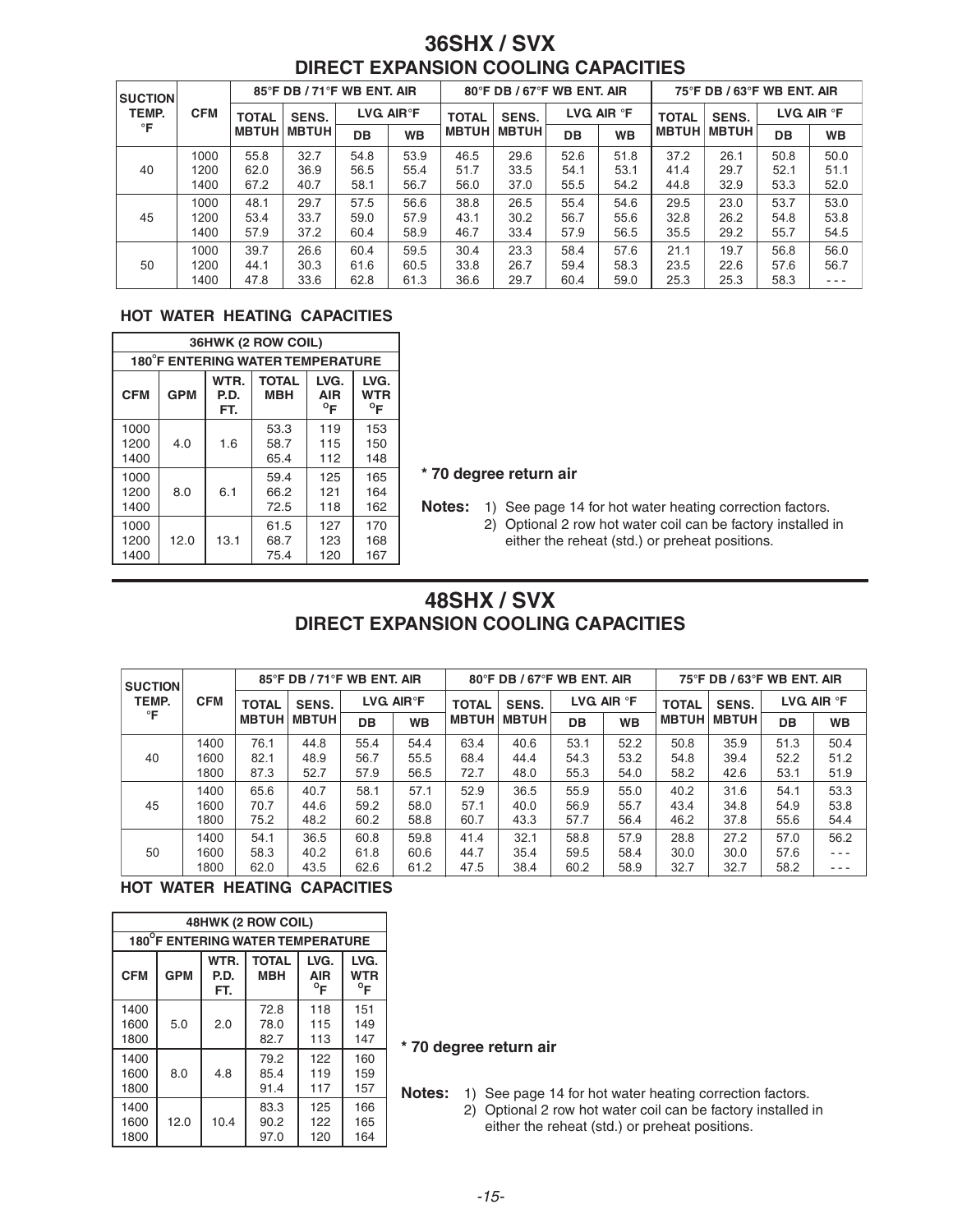# 36SHX / SVX

## DIRECT EXPANSION COOLING CAPACITIES

| SUCTION TEMP. °F | CFM | 85°F DB / 71°F WB ENT. AIR | | | | 80°F DB / 67°F WB ENT. AIR | | | | 75°F DB / 63°F WB ENT. AIR | | | |
|---|---|---|---|---|---|---|---|---|---|---|---|---|---|
| | | TOTAL MBTUH | SENS. MBTUH | LVG. AIR°F | | TOTAL MBTUH | SENS. MBTUH | LVG. AIR °F | | TOTAL MBTUH | SENS. MBTUH | LVG. AIR °F | |
| | | | | DB | WB | | | DB | WB | | | DB | WB |
| 40 | 1000 | 55.8 | 32.7 | 54.8 | 53.9 | 46.5 | 29.6 | 52.6 | 51.8 | 37.2 | 26.1 | 50.8 | 50.0 |
| | 1200 | 62.0 | 36.9 | 56.5 | 55.4 | 51.7 | 33.5 | 54.1 | 53.1 | 41.4 | 29.7 | 52.1 | 51.1 |
| | 1400 | 67.2 | 40.7 | 58.1 | 56.7 | 56.0 | 37.0 | 55.5 | 54.2 | 44.8 | 32.9 | 53.3 | 52.0 |
| 45 | 1000 | 48.1 | 29.7 | 57.5 | 56.6 | 38.8 | 26.5 | 55.4 | 54.6 | 29.5 | 23.0 | 53.7 | 53.0 |
| | 1200 | 53.4 | 33.7 | 59.0 | 57.9 | 43.1 | 30.2 | 56.7 | 55.6 | 32.8 | 26.2 | 54.8 | 53.8 |
| | 1400 | 57.9 | 37.2 | 60.4 | 58.9 | 46.7 | 33.4 | 57.9 | 56.5 | 35.5 | 29.2 | 55.7 | 54.5 |
| 50 | 1000 | 39.7 | 26.6 | 60.4 | 59.5 | 30.4 | 23.3 | 58.4 | 57.6 | 21.1 | 19.7 | 56.8 | 56.0 |
| | 1200 | 44.1 | 30.3 | 61.6 | 60.5 | 33.8 | 26.7 | 59.4 | 58.3 | 23.5 | 22.6 | 57.6 | 56.7 |
| | 1400 | 47.8 | 33.6 | 62.8 | 61.3 | 36.6 | 29.7 | 60.4 | 59.0 | 25.3 | 25.3 | 58.3 | --- |

### HOT WATER HEATING CAPACITIES

| 36HWK (2 ROW COIL) | | | | | |
|---|---|---|---|---|---|
| 180°F ENTERING WATER TEMPERATURE | | | | | |
| CFM | GPM | WTR. P.D. FT. | TOTAL MBH | LVG. AIR °F | LVG. WTR °F |
| 1000 | 4.0 | 1.6 | 53.3 | 119 | 153 |
| 1200 | | | 58.7 | 115 | 150 |
| 1400 | | | 65.4 | 112 | 148 |
| 1000 | 8.0 | 6.1 | 59.4 | 125 | 165 |
| 1200 | | | 66.2 | 121 | 164 |
| 1400 | | | 72.5 | 118 | 162 |
| 1000 | 12.0 | 13.1 | 61.5 | 127 | 170 |
| 1200 | | | 68.7 | 123 | 168 |
| 1400 | | | 75.4 | 120 | 167 |

**\* 70 degree return air**

**Notes:**
1) See page 14 for hot water heating correction factors.
2) Optional 2 row hot water coil can be factory installed in either the reheat (std.) or preheat positions.

# 48SHX / SVX

## DIRECT EXPANSION COOLING CAPACITIES

| SUCTION TEMP. °F | CFM | 85°F DB / 71°F WB ENT. AIR | | | | 80°F DB / 67°F WB ENT. AIR | | | | 75°F DB / 63°F WB ENT. AIR | | | |
|---|---|---|---|---|---|---|---|---|---|---|---|---|---|
| | | TOTAL MBTUH | SENS. MBTUH | LVG. AIR°F | | TOTAL MBTUH | SENS. MBTUH | LVG. AIR °F | | TOTAL MBTUH | SENS. MBTUH | LVG. AIR °F | |
| | | | | DB | WB | | | DB | WB | | | DB | WB |
| 40 | 1400 | 76.1 | 44.8 | 55.4 | 54.4 | 63.4 | 40.6 | 53.1 | 52.2 | 50.8 | 35.9 | 51.3 | 50.4 |
| | 1600 | 82.1 | 48.9 | 56.7 | 55.5 | 68.4 | 44.4 | 54.3 | 53.2 | 54.8 | 39.4 | 52.2 | 51.2 |
| | 1800 | 87.3 | 52.7 | 57.9 | 56.5 | 72.7 | 48.0 | 55.3 | 54.0 | 58.2 | 42.6 | 53.1 | 51.9 |
| 45 | 1400 | 65.6 | 40.7 | 58.1 | 57.1 | 52.9 | 36.5 | 55.9 | 55.0 | 40.2 | 31.6 | 54.1 | 53.3 |
| | 1600 | 70.7 | 44.6 | 59.2 | 58.0 | 57.1 | 40.0 | 56.9 | 55.7 | 43.4 | 34.8 | 54.9 | 53.8 |
| | 1800 | 75.2 | 48.2 | 60.2 | 58.8 | 60.7 | 43.3 | 57.7 | 56.4 | 46.2 | 37.8 | 55.6 | 54.4 |
| 50 | 1400 | 54.1 | 36.5 | 60.8 | 59.8 | 41.4 | 32.1 | 58.8 | 57.9 | 28.8 | 27.2 | 57.0 | 56.2 |
| | 1600 | 58.3 | 40.2 | 61.8 | 60.6 | 44.7 | 35.4 | 59.5 | 58.4 | 30.0 | 30.0 | 57.6 | --- |
| | 1800 | 62.0 | 43.5 | 62.6 | 61.2 | 47.5 | 38.4 | 60.2 | 58.9 | 32.7 | 32.7 | 58.2 | --- |

### HOT WATER HEATING CAPACITIES

| 48HWK (2 ROW COIL) | | | | | |
|---|---|---|---|---|---|
| 180°F ENTERING WATER TEMPERATURE | | | | | |
| CFM | GPM | WTR. P.D. FT. | TOTAL MBH | LVG. AIR °F | LVG. WTR °F |
| 1400 | 5.0 | 2.0 | 72.8 | 118 | 151 |
| 1600 | | | 78.0 | 115 | 149 |
| 1800 | | | 82.7 | 113 | 147 |
| 1400 | 8.0 | 4.8 | 79.2 | 122 | 160 |
| 1600 | | | 85.4 | 119 | 159 |
| 1800 | | | 91.4 | 117 | 157 |
| 1400 | 12.0 | 10.4 | 83.3 | 125 | 166 |
| 1600 | | | 90.2 | 122 | 165 |
| 1800 | | | 97.0 | 120 | 164 |

**\* 70 degree return air**

**Notes:**
1) See page 14 for hot water heating correction factors.
2) Optional 2 row hot water coil can be factory installed in either the reheat (std.) or preheat positions.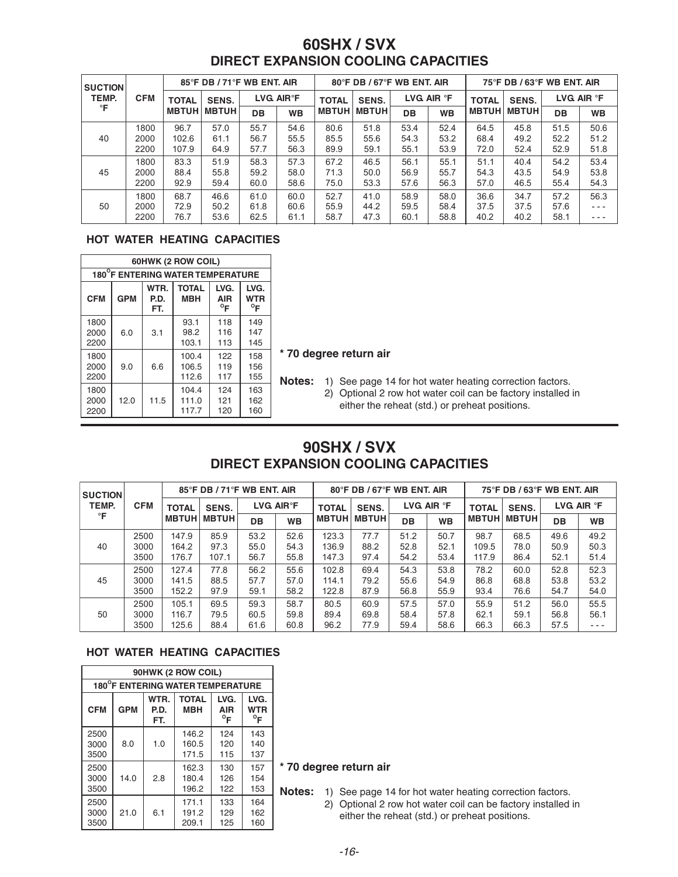# 60SHX / SVX

## DIRECT EXPANSION COOLING CAPACITIES

| SUCTION TEMP. °F | CFM | 85°F DB / 71°F WB ENT. AIR | | | | 80°F DB / 67°F WB ENT. AIR | | | | 75°F DB / 63°F WB ENT. AIR | | | |
|---|---|---|---|---|---|---|---|---|---|---|---|---|---|
| | | TOTAL MBTUH | SENS. MBTUH | LVG. AIR°F DB | LVG. AIR°F WB | TOTAL MBTUH | SENS. MBTUH | LVG. AIR °F DB | LVG. AIR °F WB | TOTAL MBTUH | SENS. MBTUH | LVG. AIR °F DB | LVG. AIR °F WB |
| 40 | 1800 | 96.7 | 57.0 | 55.7 | 54.6 | 80.6 | 51.8 | 53.4 | 52.4 | 64.5 | 45.8 | 51.5 | 50.6 |
| | 2000 | 102.6 | 61.1 | 56.7 | 55.5 | 85.5 | 55.6 | 54.3 | 53.2 | 68.4 | 49.2 | 52.2 | 51.2 |
| | 2200 | 107.9 | 64.9 | 57.7 | 56.3 | 89.9 | 59.1 | 55.1 | 53.9 | 72.0 | 52.4 | 52.9 | 51.8 |
| 45 | 1800 | 83.3 | 51.9 | 58.3 | 57.3 | 67.2 | 46.5 | 56.1 | 55.1 | 51.1 | 40.4 | 54.2 | 53.4 |
| | 2000 | 88.4 | 55.8 | 59.2 | 58.0 | 71.3 | 50.0 | 56.9 | 55.7 | 54.3 | 43.5 | 54.9 | 53.8 |
| | 2200 | 92.9 | 59.4 | 60.0 | 58.6 | 75.0 | 53.3 | 57.6 | 56.3 | 57.0 | 46.5 | 55.4 | 54.3 |
| 50 | 1800 | 68.7 | 46.6 | 61.0 | 60.0 | 52.7 | 41.0 | 58.9 | 58.0 | 36.6 | 34.7 | 57.2 | 56.3 |
| | 2000 | 72.9 | 50.2 | 61.8 | 60.6 | 55.9 | 44.2 | 59.5 | 58.4 | 37.5 | 37.5 | 57.6 | - - - |
| | 2200 | 76.7 | 53.6 | 62.5 | 61.1 | 58.7 | 47.3 | 60.1 | 58.8 | 40.2 | 40.2 | 58.1 | - - - |

### HOT WATER HEATING CAPACITIES

| 60HWK (2 ROW COIL) 180°F ENTERING WATER TEMPERATURE | | | | | |
|---|---|---|---|---|---|
| CFM | GPM | WTR. P.D. FT. | TOTAL MBH | LVG. AIR °F | LVG. WTR °F |
| 1800 | 6.0 | 3.1 | 93.1 | 118 | 149 |
| 2000 | | | 98.2 | 116 | 147 |
| 2200 | | | 103.1 | 113 | 145 |
| 1800 | 9.0 | 6.6 | 100.4 | 122 | 158 |
| 2000 | | | 106.5 | 119 | 156 |
| 2200 | | | 112.6 | 117 | 155 |
| 1800 | 12.0 | 11.5 | 104.4 | 124 | 163 |
| 2000 | | | 111.0 | 121 | 162 |
| 2200 | | | 117.7 | 120 | 160 |

**\* 70 degree return air**

**Notes:** 1) See page 14 for hot water heating correction factors.
2) Optional 2 row hot water coil can be factory installed in either the reheat (std.) or preheat positions.

# 90SHX / SVX

## DIRECT EXPANSION COOLING CAPACITIES

| SUCTION TEMP. °F | CFM | 85°F DB / 71°F WB ENT. AIR | | | | 80°F DB / 67°F WB ENT. AIR | | | | 75°F DB / 63°F WB ENT. AIR | | | |
|---|---|---|---|---|---|---|---|---|---|---|---|---|---|
| | | TOTAL MBTUH | SENS. MBTUH | LVG. AIR°F DB | LVG. AIR°F WB | TOTAL MBTUH | SENS. MBTUH | LVG. AIR °F DB | LVG. AIR °F WB | TOTAL MBTUH | SENS. MBTUH | LVG. AIR °F DB | LVG. AIR °F WB |
| 40 | 2500 | 147.9 | 85.9 | 53.2 | 52.6 | 123.3 | 77.7 | 51.2 | 50.7 | 98.7 | 68.5 | 49.6 | 49.2 |
| | 3000 | 164.2 | 97.3 | 55.0 | 54.3 | 136.9 | 88.2 | 52.8 | 52.1 | 109.5 | 78.0 | 50.9 | 50.3 |
| | 3500 | 176.7 | 107.1 | 56.7 | 55.8 | 147.3 | 97.4 | 54.2 | 53.4 | 117.9 | 86.4 | 52.1 | 51.4 |
| 45 | 2500 | 127.4 | 77.8 | 56.2 | 55.6 | 102.8 | 69.4 | 54.3 | 53.8 | 78.2 | 60.0 | 52.8 | 52.3 |
| | 3000 | 141.5 | 88.5 | 57.7 | 57.0 | 114.1 | 79.2 | 55.6 | 54.9 | 86.8 | 68.8 | 53.8 | 53.2 |
| | 3500 | 152.2 | 97.9 | 59.1 | 58.2 | 122.8 | 87.9 | 56.8 | 55.9 | 93.4 | 76.6 | 54.7 | 54.0 |
| 50 | 2500 | 105.1 | 69.5 | 59.3 | 58.7 | 80.5 | 60.9 | 57.5 | 57.0 | 55.9 | 51.2 | 56.0 | 55.5 |
| | 3000 | 116.7 | 79.5 | 60.5 | 59.8 | 89.4 | 69.8 | 58.4 | 57.8 | 62.1 | 59.1 | 56.8 | 56.1 |
| | 3500 | 125.6 | 88.4 | 61.6 | 60.8 | 96.2 | 77.9 | 59.4 | 58.6 | 66.3 | 66.3 | 57.5 | - - - |

### HOT WATER HEATING CAPACITIES

| 90HWK (2 ROW COIL) 180°F ENTERING WATER TEMPERATURE | | | | | |
|---|---|---|---|---|---|
| CFM | GPM | WTR. P.D. FT. | TOTAL MBH | LVG. AIR °F | LVG. WTR °F |
| 2500 | 8.0 | 1.0 | 146.2 | 124 | 143 |
| 3000 | | | 160.5 | 120 | 140 |
| 3500 | | | 171.5 | 115 | 137 |
| 2500 | 14.0 | 2.8 | 162.3 | 130 | 157 |
| 3000 | | | 180.4 | 126 | 154 |
| 3500 | | | 196.2 | 122 | 153 |
| 2500 | 21.0 | 6.1 | 171.1 | 133 | 164 |
| 3000 | | | 191.2 | 129 | 162 |
| 3500 | | | 209.1 | 125 | 160 |

**\* 70 degree return air**

**Notes:** 1) See page 14 for hot water heating correction factors.
2) Optional 2 row hot water coil can be factory installed in either the reheat (std.) or preheat positions.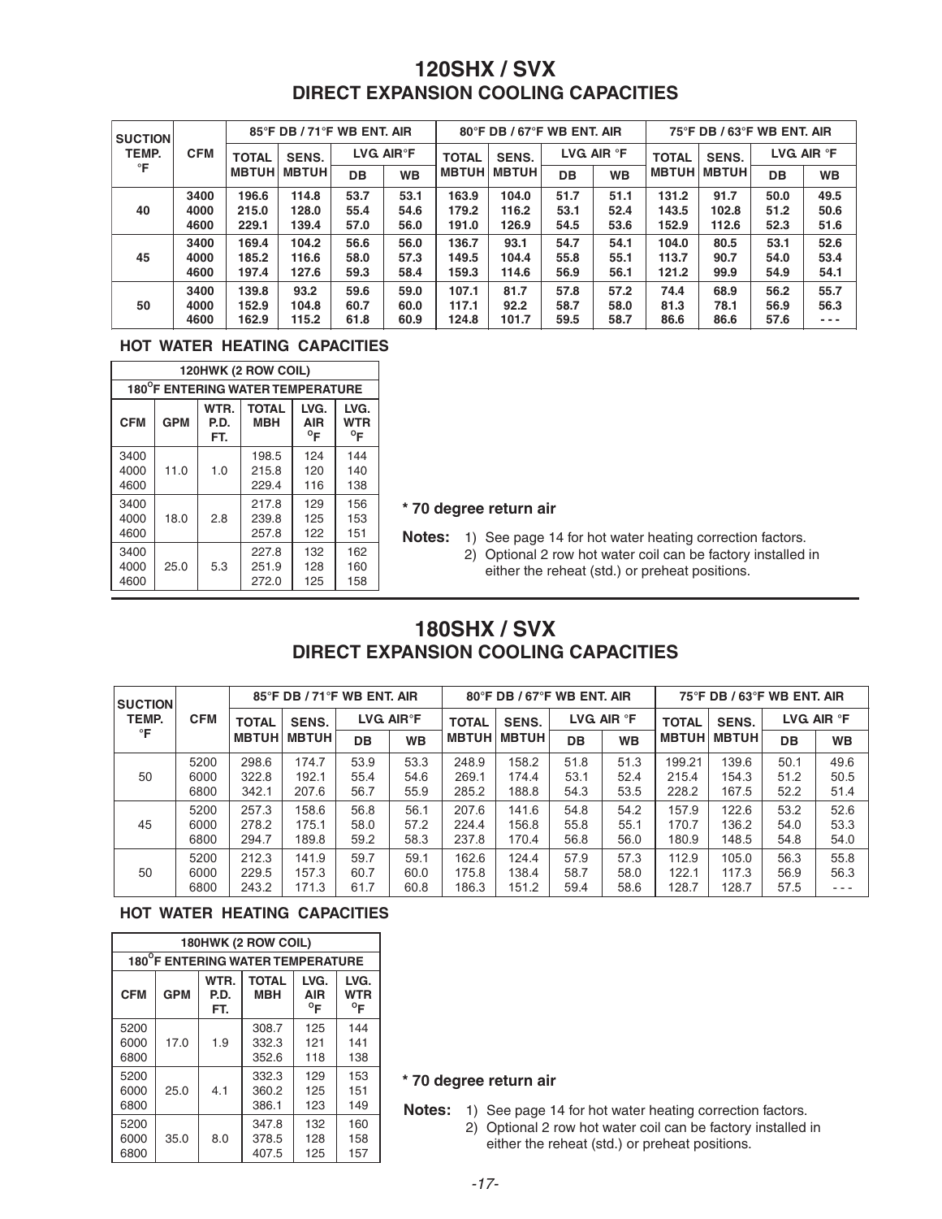# 120SHX / SVX

## DIRECT EXPANSION COOLING CAPACITIES

| SUCTION TEMP. °F | CFM | 85°F DB / 71°F WB ENT. AIR | | | | 80°F DB / 67°F WB ENT. AIR | | | | 75°F DB / 63°F WB ENT. AIR | | | |
|---|---|---|---|---|---|---|---|---|---|---|---|---|---|
| | | TOTAL MBTUH | SENS. MBTUH | LVG. AIR°F | | TOTAL MBTUH | SENS. MBTUH | LVG. AIR °F | | TOTAL MBTUH | SENS. MBTUH | LVG. AIR °F | |
| | | | | DB | WB | | | DB | WB | | | DB | WB |
| 40 | 3400 | 196.6 | 114.8 | 53.7 | 53.1 | 163.9 | 104.0 | 51.7 | 51.1 | 131.2 | 91.7 | 50.0 | 49.5 |
| | 4000 | 215.0 | 128.0 | 55.4 | 54.6 | 179.2 | 116.2 | 53.1 | 52.4 | 143.5 | 102.8 | 51.2 | 50.6 |
| | 4600 | 229.1 | 139.4 | 57.0 | 56.0 | 191.0 | 126.9 | 54.5 | 53.6 | 152.9 | 112.6 | 52.3 | 51.6 |
| 45 | 3400 | 169.4 | 104.2 | 56.6 | 56.0 | 136.7 | 93.1 | 54.7 | 54.1 | 104.0 | 80.5 | 53.1 | 52.6 |
| | 4000 | 185.2 | 116.6 | 58.0 | 57.3 | 149.5 | 104.4 | 55.8 | 55.1 | 113.7 | 90.7 | 54.0 | 53.4 |
| | 4600 | 197.4 | 127.6 | 59.3 | 58.4 | 159.3 | 114.6 | 56.9 | 56.1 | 121.2 | 99.9 | 54.9 | 54.1 |
| 50 | 3400 | 139.8 | 93.2 | 59.6 | 59.0 | 107.1 | 81.7 | 57.8 | 57.2 | 74.4 | 68.9 | 56.2 | 55.7 |
| | 4000 | 152.9 | 104.8 | 60.7 | 60.0 | 117.1 | 92.2 | 58.7 | 58.0 | 81.3 | 78.1 | 56.9 | 56.3 |
| | 4600 | 162.9 | 115.2 | 61.8 | 60.9 | 124.8 | 101.7 | 59.5 | 58.7 | 86.6 | 86.6 | 57.6 | --- |

### HOT WATER HEATING CAPACITIES

| 120HWK (2 ROW COIL) | | | | | |
|---|---|---|---|---|---|
| 180°F ENTERING WATER TEMPERATURE | | | | | |
| CFM | GPM | WTR. P.D. FT. | TOTAL MBH | LVG. AIR °F | LVG. WTR °F |
| 3400 | 11.0 | 1.0 | 198.5 | 124 | 144 |
| 4000 | | | 215.8 | 120 | 140 |
| 4600 | | | 229.4 | 116 | 138 |
| 3400 | 18.0 | 2.8 | 217.8 | 129 | 156 |
| 4000 | | | 239.8 | 125 | 153 |
| 4600 | | | 257.8 | 122 | 151 |
| 3400 | 25.0 | 5.3 | 227.8 | 132 | 162 |
| 4000 | | | 251.9 | 128 | 160 |
| 4600 | | | 272.0 | 125 | 158 |

**\* 70 degree return air**

**Notes:**
1) See page 14 for hot water heating correction factors.
2) Optional 2 row hot water coil can be factory installed in either the reheat (std.) or preheat positions.

# 180SHX / SVX

## DIRECT EXPANSION COOLING CAPACITIES

| SUCTION TEMP. °F | CFM | 85°F DB / 71°F WB ENT. AIR | | | | 80°F DB / 67°F WB ENT. AIR | | | | 75°F DB / 63°F WB ENT. AIR | | | |
|---|---|---|---|---|---|---|---|---|---|---|---|---|---|
| | | TOTAL MBTUH | SENS. MBTUH | LVG. AIR°F | | TOTAL MBTUH | SENS. MBTUH | LVG. AIR °F | | TOTAL MBTUH | SENS. MBTUH | LVG. AIR °F | |
| | | | | DB | WB | | | DB | WB | | | DB | WB |
| 50 | 5200 | 298.6 | 174.7 | 53.9 | 53.3 | 248.9 | 158.2 | 51.8 | 51.3 | 199.21 | 139.6 | 50.1 | 49.6 |
| | 6000 | 322.8 | 192.1 | 55.4 | 54.6 | 269.1 | 174.4 | 53.1 | 52.4 | 215.4 | 154.3 | 51.2 | 50.5 |
| | 6800 | 342.1 | 207.6 | 56.7 | 55.9 | 285.2 | 188.8 | 54.3 | 53.5 | 228.2 | 167.5 | 52.2 | 51.4 |
| 45 | 5200 | 257.3 | 158.6 | 56.8 | 56.1 | 207.6 | 141.6 | 54.8 | 54.2 | 157.9 | 122.6 | 53.2 | 52.6 |
| | 6000 | 278.2 | 175.1 | 58.0 | 57.2 | 224.4 | 156.8 | 55.8 | 55.1 | 170.7 | 136.2 | 54.0 | 53.3 |
| | 6800 | 294.7 | 189.8 | 59.2 | 58.3 | 237.8 | 170.4 | 56.8 | 56.0 | 180.9 | 148.5 | 54.8 | 54.0 |
| 50 | 5200 | 212.3 | 141.9 | 59.7 | 59.1 | 162.6 | 124.4 | 57.9 | 57.3 | 112.9 | 105.0 | 56.3 | 55.8 |
| | 6000 | 229.5 | 157.3 | 60.7 | 60.0 | 175.8 | 138.4 | 58.7 | 58.0 | 122.1 | 117.3 | 56.9 | 56.3 |
| | 6800 | 243.2 | 171.3 | 61.7 | 60.8 | 186.3 | 151.2 | 59.4 | 58.6 | 128.7 | 128.7 | 57.5 | --- |

### HOT WATER HEATING CAPACITIES

| 180HWK (2 ROW COIL) | | | | | |
|---|---|---|---|---|---|
| 180°F ENTERING WATER TEMPERATURE | | | | | |
| CFM | GPM | WTR. P.D. FT. | TOTAL MBH | LVG. AIR °F | LVG. WTR °F |
| 5200 | 17.0 | 1.9 | 308.7 | 125 | 144 |
| 6000 | | | 332.3 | 121 | 141 |
| 6800 | | | 352.6 | 118 | 138 |
| 5200 | 25.0 | 4.1 | 332.3 | 129 | 153 |
| 6000 | | | 360.2 | 125 | 151 |
| 6800 | | | 386.1 | 123 | 149 |
| 5200 | 35.0 | 8.0 | 347.8 | 132 | 160 |
| 6000 | | | 378.5 | 128 | 158 |
| 6800 | | | 407.5 | 125 | 157 |

**\* 70 degree return air**

**Notes:**
1) See page 14 for hot water heating correction factors.
2) Optional 2 row hot water coil can be factory installed in either the reheat (std.) or preheat positions.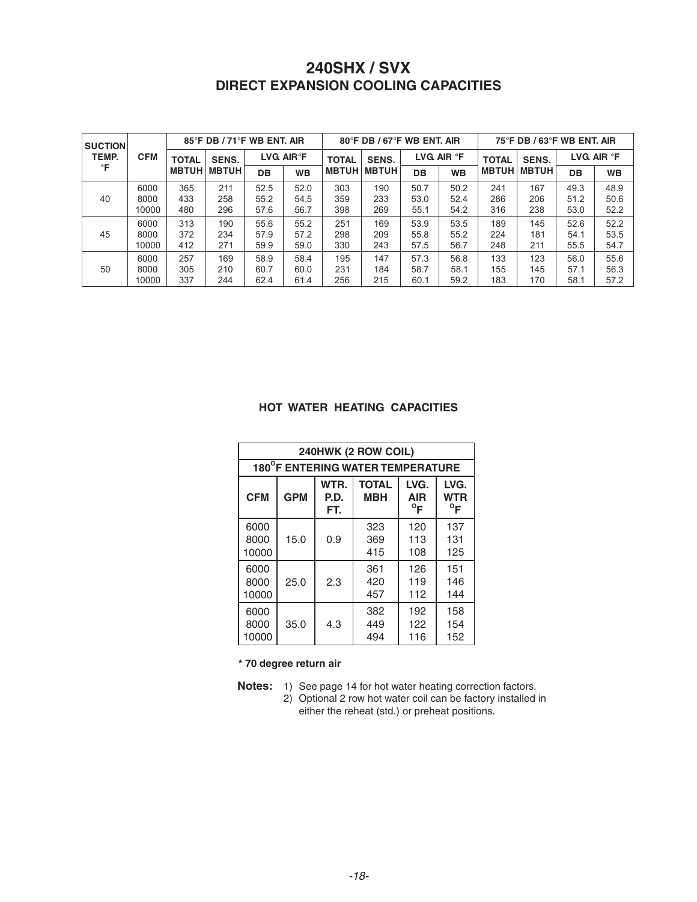# 240SHX / SVX
## DIRECT EXPANSION COOLING CAPACITIES

| SUCTION TEMP. °F | CFM | 85°F DB / 71°F WB ENT. AIR | | | | 80°F DB / 67°F WB ENT. AIR | | | | 75°F DB / 63°F WB ENT. AIR | | | |
|---|---|---|---|---|---|---|---|---|---|---|---|---|---|
| | | TOTAL MBTUH | SENS. MBTUH | LVG. AIR°F | | TOTAL MBTUH | SENS. MBTUH | LVG. AIR °F | | TOTAL MBTUH | SENS. MBTUH | LVG. AIR °F | |
| | | | | DB | WB | | | DB | WB | | | DB | WB |
| 40 | 6000 | 365 | 211 | 52.5 | 52.0 | 303 | 190 | 50.7 | 50.2 | 241 | 167 | 49.3 | 48.9 |
| | 8000 | 433 | 258 | 55.2 | 54.5 | 359 | 233 | 53.0 | 52.4 | 286 | 206 | 51.2 | 50.6 |
| | 10000 | 480 | 296 | 57.6 | 56.7 | 398 | 269 | 55.1 | 54.2 | 316 | 238 | 53.0 | 52.2 |
| 45 | 6000 | 313 | 190 | 55.6 | 55.2 | 251 | 169 | 53.9 | 53.5 | 189 | 145 | 52.6 | 52.2 |
| | 8000 | 372 | 234 | 57.9 | 57.2 | 298 | 209 | 55.8 | 55.2 | 224 | 181 | 54.1 | 53.5 |
| | 10000 | 412 | 271 | 59.9 | 59.0 | 330 | 243 | 57.5 | 56.7 | 248 | 211 | 55.5 | 54.7 |
| 50 | 6000 | 257 | 169 | 58.9 | 58.4 | 195 | 147 | 57.3 | 56.8 | 133 | 123 | 56.0 | 55.6 |
| | 8000 | 305 | 210 | 60.7 | 60.0 | 231 | 184 | 58.7 | 58.1 | 155 | 145 | 57.1 | 56.3 |
| | 10000 | 337 | 244 | 62.4 | 61.4 | 256 | 215 | 60.1 | 59.2 | 183 | 170 | 58.1 | 57.2 |

## HOT WATER HEATING CAPACITIES

| 240HWK (2 ROW COIL) | | | | | |
|---|---|---|---|---|---|
| 180°F ENTERING WATER TEMPERATURE | | | | | |
| CFM | GPM | WTR. P.D. FT. | TOTAL MBH | LVG. AIR °F | LVG. WTR °F |
| 6000 | 15.0 | 0.9 | 323 | 120 | 137 |
| 8000 | | | 369 | 113 | 131 |
| 10000 | | | 415 | 108 | 125 |
| 6000 | 25.0 | 2.3 | 361 | 126 | 151 |
| 8000 | | | 420 | 119 | 146 |
| 10000 | | | 457 | 112 | 144 |
| 6000 | 35.0 | 4.3 | 382 | 192 | 158 |
| 8000 | | | 449 | 122 | 154 |
| 10000 | | | 494 | 116 | 152 |

**\* 70 degree return air**

**Notes:**
1) See page 14 for hot water heating correction factors.
2) Optional 2 row hot water coil can be factory installed in either the reheat (std.) or preheat positions.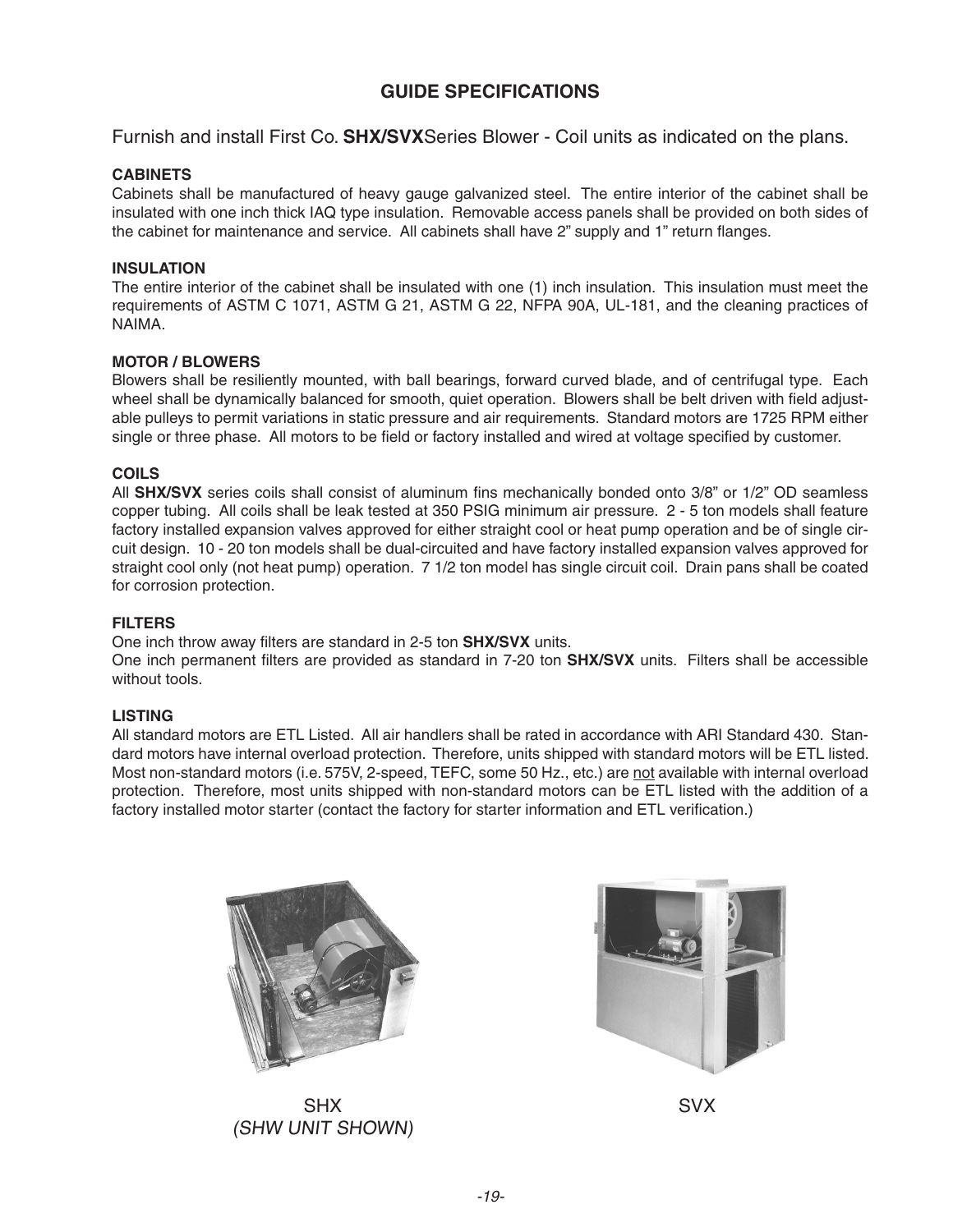# GUIDE SPECIFICATIONS

Furnish and install First Co. **SHX/SVX**Series Blower - Coil units as indicated on the plans.

### CABINETS

Cabinets shall be manufactured of heavy gauge galvanized steel. The entire interior of the cabinet shall be insulated with one inch thick IAQ type insulation. Removable access panels shall be provided on both sides of the cabinet for maintenance and service. All cabinets shall have 2" supply and 1" return flanges.

### INSULATION

The entire interior of the cabinet shall be insulated with one (1) inch insulation. This insulation must meet the requirements of ASTM C 1071, ASTM G 21, ASTM G 22, NFPA 90A, UL-181, and the cleaning practices of NAIMA.

### MOTOR / BLOWERS

Blowers shall be resiliently mounted, with ball bearings, forward curved blade, and of centrifugal type. Each wheel shall be dynamically balanced for smooth, quiet operation. Blowers shall be belt driven with field adjustable pulleys to permit variations in static pressure and air requirements. Standard motors are 1725 RPM either single or three phase. All motors to be field or factory installed and wired at voltage specified by customer.

### COILS

All **SHX/SVX** series coils shall consist of aluminum fins mechanically bonded onto 3/8" or 1/2" OD seamless copper tubing. All coils shall be leak tested at 350 PSIG minimum air pressure. 2 - 5 ton models shall feature factory installed expansion valves approved for either straight cool or heat pump operation and be of single circuit design. 10 - 20 ton models shall be dual-circuited and have factory installed expansion valves approved for straight cool only (not heat pump) operation. 7 1/2 ton model has single circuit coil. Drain pans shall be coated for corrosion protection.

### FILTERS

One inch throw away filters are standard in 2-5 ton **SHX/SVX** units.
One inch permanent filters are provided as standard in 7-20 ton **SHX/SVX** units. Filters shall be accessible without tools.

### LISTING

All standard motors are ETL Listed. All air handlers shall be rated in accordance with ARI Standard 430. Standard motors have internal overload protection. Therefore, units shipped with standard motors will be ETL listed. Most non-standard motors (i.e. 575V, 2-speed, TEFC, some 50 Hz., etc.) are <u>not</u> available with internal overload protection. Therefore, most units shipped with non-standard motors can be ETL listed with the addition of a factory installed motor starter (contact the factory for starter information and ETL verification.)

SHX
*(SHW UNIT SHOWN)*

SVX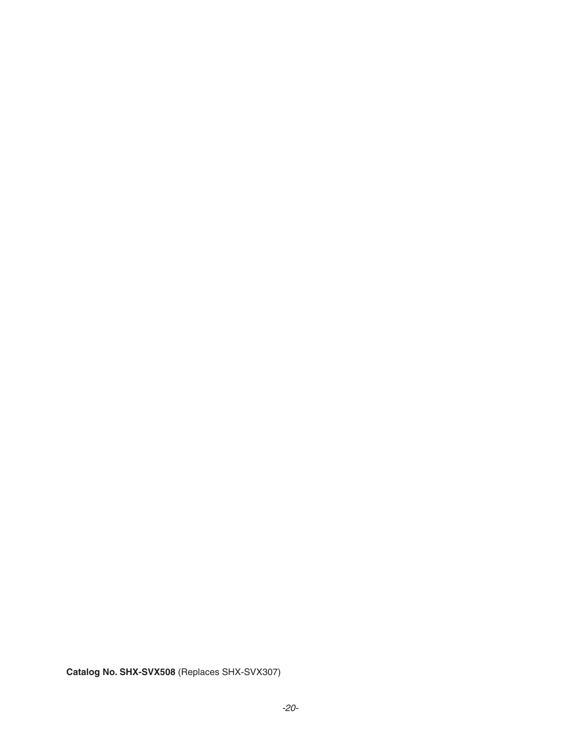**Catalog No. SHX-SVX508** (Replaces SHX-SVX307)